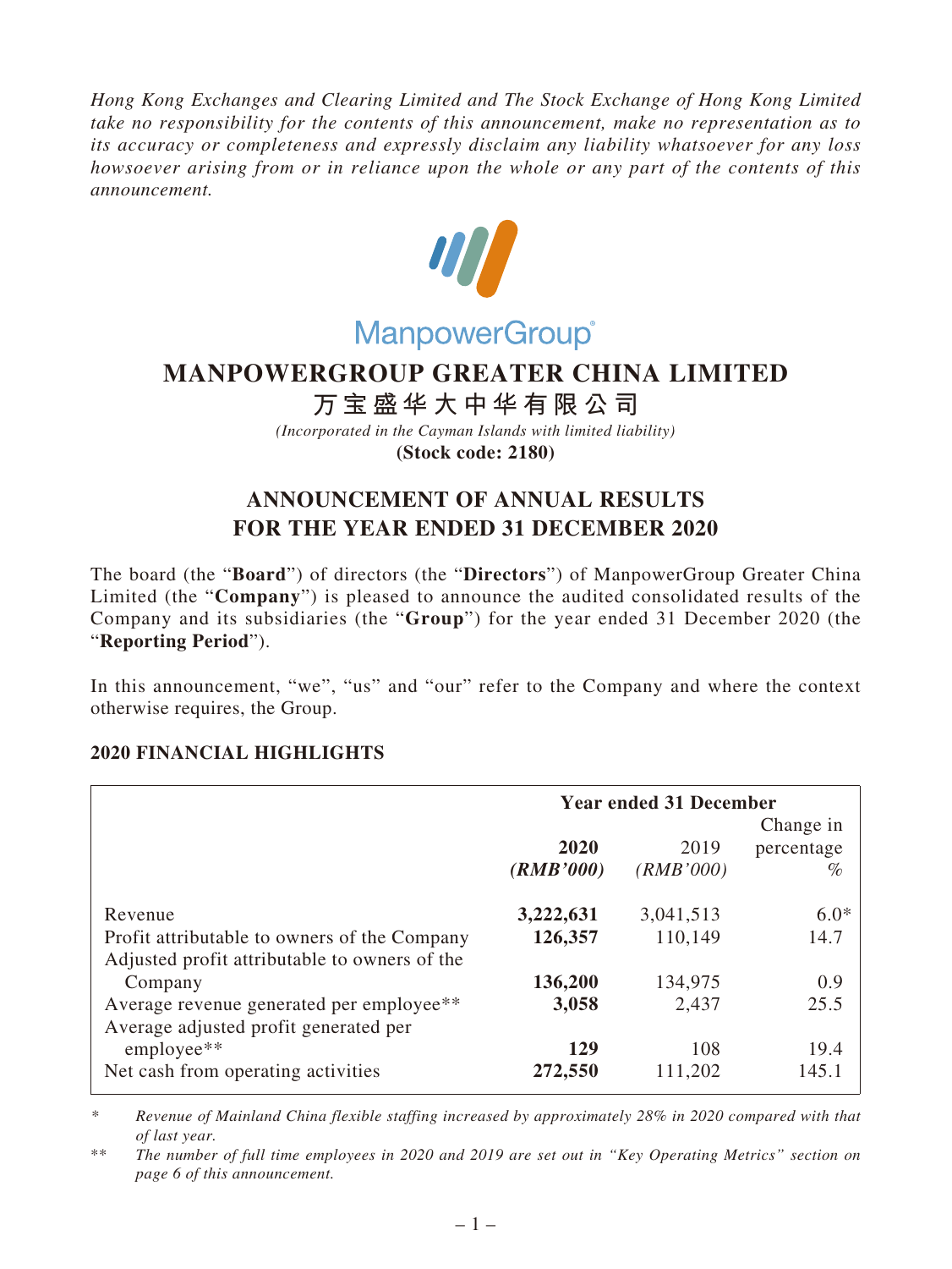*Hong Kong Exchanges and Clearing Limited and The Stock Exchange of Hong Kong Limited take no responsibility for the contents of this announcement, make no representation as to its accuracy or completeness and expressly disclaim any liability whatsoever for any loss howsoever arising from or in reliance upon the whole or any part of the contents of this announcement.*

ManpowerGroup®

# MANPOWERGROUP GREATER CHINA LIMITED

# 万宝盛华大中华有限公司

*(Incorporated in the Cayman Islands with limited liability)*

**(Stock code: 2180)**

# ANNOUNCEMENT OF ANNUAL RESULTS FOR THE YEAR ENDED 31 DECEMBER 2020

The board (the "**Board**") of directors (the "**Directors**") of ManpowerGroup Greater China Limited (the "**Company**") is pleased to announce the audited consolidated results of the Company and its subsidiaries (the "**Group**") for the year ended 31 December 2020 (the "**Reporting Period**").

In this announcement, "we", "us" and "our" refer to the Company and where the context otherwise requires, the Group.

## 2020 FINANCIAL HIGHLIGHTS

| | **Year ended 31 December** | | |
|---|---|---|---|
| | **2020** | 2019 | Change in percentage |
| | ***(RMB'000)*** | *(RMB'000)* | *%* |
| Revenue | **3,222,631** | 3,041,513 | 6.0* |
| Profit attributable to owners of the Company | **126,357** | 110,149 | 14.7 |
| Adjusted profit attributable to owners of the Company | **136,200** | 134,975 | 0.9 |
| Average revenue generated per employee** | **3,058** | 2,437 | 25.5 |
| Average adjusted profit generated per employee** | **129** | 108 | 19.4 |
| Net cash from operating activities | **272,550** | 111,202 | 145.1 |

\* *Revenue of Mainland China flexible staffing increased by approximately 28% in 2020 compared with that of last year.*

\*\* *The number of full time employees in 2020 and 2019 are set out in "Key Operating Metrics" section on page 6 of this announcement.*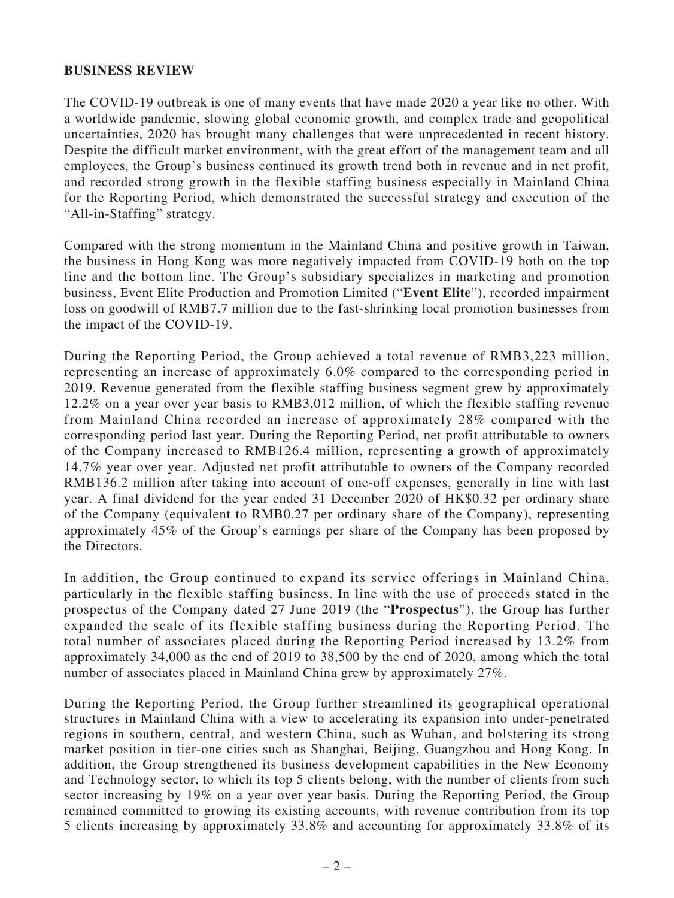## BUSINESS REVIEW

The COVID-19 outbreak is one of many events that have made 2020 a year like no other. With a worldwide pandemic, slowing global economic growth, and complex trade and geopolitical uncertainties, 2020 has brought many challenges that were unprecedented in recent history. Despite the difficult market environment, with the great effort of the management team and all employees, the Group's business continued its growth trend both in revenue and in net profit, and recorded strong growth in the flexible staffing business especially in Mainland China for the Reporting Period, which demonstrated the successful strategy and execution of the "All-in-Staffing" strategy.

Compared with the strong momentum in the Mainland China and positive growth in Taiwan, the business in Hong Kong was more negatively impacted from COVID-19 both on the top line and the bottom line. The Group's subsidiary specializes in marketing and promotion business, Event Elite Production and Promotion Limited ("**Event Elite**"), recorded impairment loss on goodwill of RMB7.7 million due to the fast-shrinking local promotion businesses from the impact of the COVID-19.

During the Reporting Period, the Group achieved a total revenue of RMB3,223 million, representing an increase of approximately 6.0% compared to the corresponding period in 2019. Revenue generated from the flexible staffing business segment grew by approximately 12.2% on a year over year basis to RMB3,012 million, of which the flexible staffing revenue from Mainland China recorded an increase of approximately 28% compared with the corresponding period last year. During the Reporting Period, net profit attributable to owners of the Company increased to RMB126.4 million, representing a growth of approximately 14.7% year over year. Adjusted net profit attributable to owners of the Company recorded RMB136.2 million after taking into account of one-off expenses, generally in line with last year. A final dividend for the year ended 31 December 2020 of HK$0.32 per ordinary share of the Company (equivalent to RMB0.27 per ordinary share of the Company), representing approximately 45% of the Group's earnings per share of the Company has been proposed by the Directors.

In addition, the Group continued to expand its service offerings in Mainland China, particularly in the flexible staffing business. In line with the use of proceeds stated in the prospectus of the Company dated 27 June 2019 (the "**Prospectus**"), the Group has further expanded the scale of its flexible staffing business during the Reporting Period. The total number of associates placed during the Reporting Period increased by 13.2% from approximately 34,000 as the end of 2019 to 38,500 by the end of 2020, among which the total number of associates placed in Mainland China grew by approximately 27%.

During the Reporting Period, the Group further streamlined its geographical operational structures in Mainland China with a view to accelerating its expansion into under-penetrated regions in southern, central, and western China, such as Wuhan, and bolstering its strong market position in tier-one cities such as Shanghai, Beijing, Guangzhou and Hong Kong. In addition, the Group strengthened its business development capabilities in the New Economy and Technology sector, to which its top 5 clients belong, with the number of clients from such sector increasing by 19% on a year over year basis. During the Reporting Period, the Group remained committed to growing its existing accounts, with revenue contribution from its top 5 clients increasing by approximately 33.8% and accounting for approximately 33.8% of its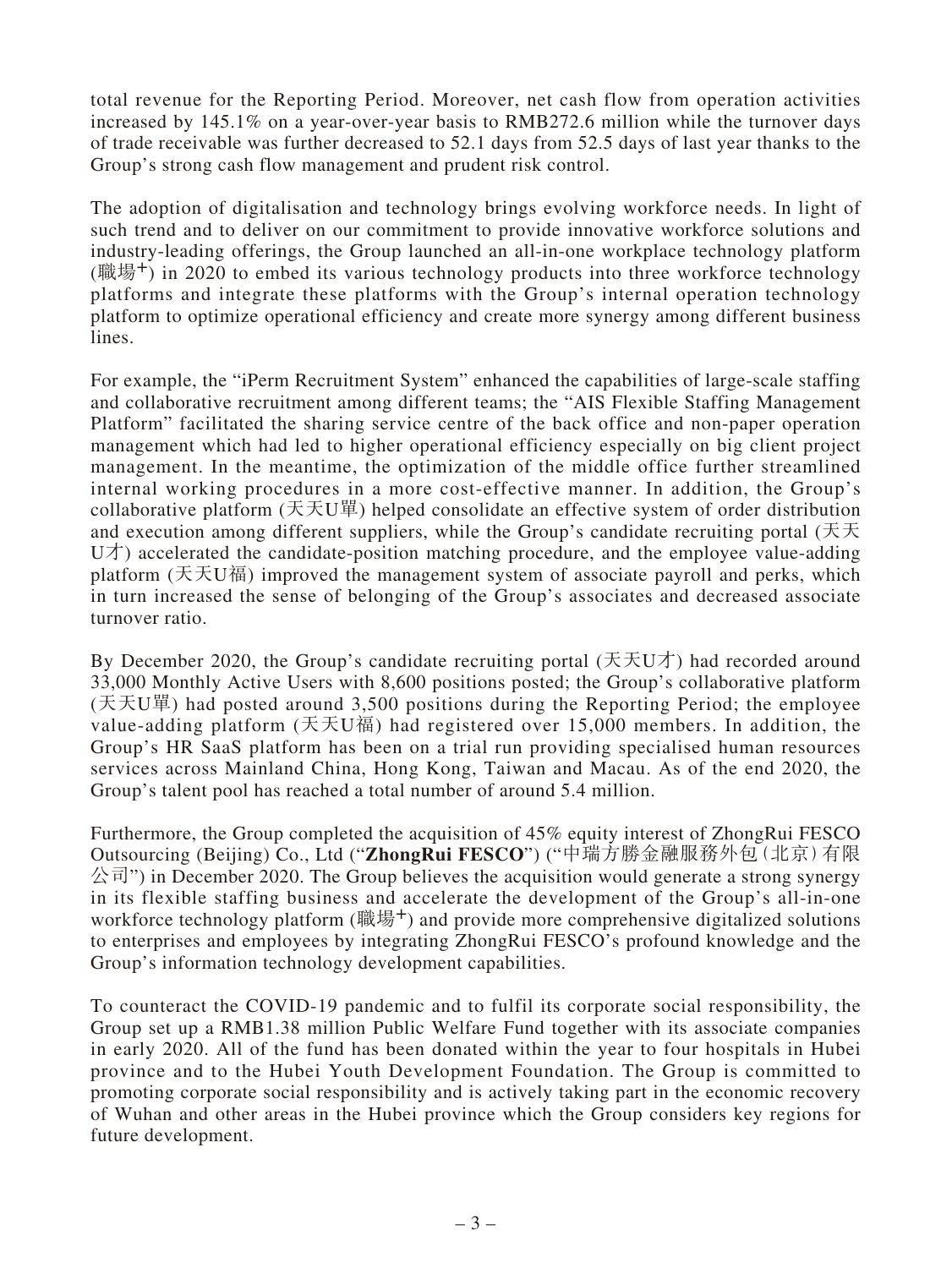total revenue for the Reporting Period. Moreover, net cash flow from operation activities increased by 145.1% on a year-over-year basis to RMB272.6 million while the turnover days of trade receivable was further decreased to 52.1 days from 52.5 days of last year thanks to the Group's strong cash flow management and prudent risk control.

The adoption of digitalisation and technology brings evolving workforce needs. In light of such trend and to deliver on our commitment to provide innovative workforce solutions and industry-leading offerings, the Group launched an all-in-one workplace technology platform (職場+) in 2020 to embed its various technology products into three workforce technology platforms and integrate these platforms with the Group's internal operation technology platform to optimize operational efficiency and create more synergy among different business lines.

For example, the "iPerm Recruitment System" enhanced the capabilities of large-scale staffing and collaborative recruitment among different teams; the "AIS Flexible Staffing Management Platform" facilitated the sharing service centre of the back office and non-paper operation management which had led to higher operational efficiency especially on big client project management. In the meantime, the optimization of the middle office further streamlined internal working procedures in a more cost-effective manner. In addition, the Group's collaborative platform (天天U單) helped consolidate an effective system of order distribution and execution among different suppliers, while the Group's candidate recruiting portal (天天U才) accelerated the candidate-position matching procedure, and the employee value-adding platform (天天U福) improved the management system of associate payroll and perks, which in turn increased the sense of belonging of the Group's associates and decreased associate turnover ratio.

By December 2020, the Group's candidate recruiting portal (天天U才) had recorded around 33,000 Monthly Active Users with 8,600 positions posted; the Group's collaborative platform (天天U單) had posted around 3,500 positions during the Reporting Period; the employee value-adding platform (天天U福) had registered over 15,000 members. In addition, the Group's HR SaaS platform has been on a trial run providing specialised human resources services across Mainland China, Hong Kong, Taiwan and Macau. As of the end 2020, the Group's talent pool has reached a total number of around 5.4 million.

Furthermore, the Group completed the acquisition of 45% equity interest of ZhongRui FESCO Outsourcing (Beijing) Co., Ltd ("**ZhongRui FESCO**") ("中瑞方勝金融服務外包(北京)有限公司") in December 2020. The Group believes the acquisition would generate a strong synergy in its flexible staffing business and accelerate the development of the Group's all-in-one workforce technology platform (職場+) and provide more comprehensive digitalized solutions to enterprises and employees by integrating ZhongRui FESCO's profound knowledge and the Group's information technology development capabilities.

To counteract the COVID-19 pandemic and to fulfil its corporate social responsibility, the Group set up a RMB1.38 million Public Welfare Fund together with its associate companies in early 2020. All of the fund has been donated within the year to four hospitals in Hubei province and to the Hubei Youth Development Foundation. The Group is committed to promoting corporate social responsibility and is actively taking part in the economic recovery of Wuhan and other areas in the Hubei province which the Group considers key regions for future development.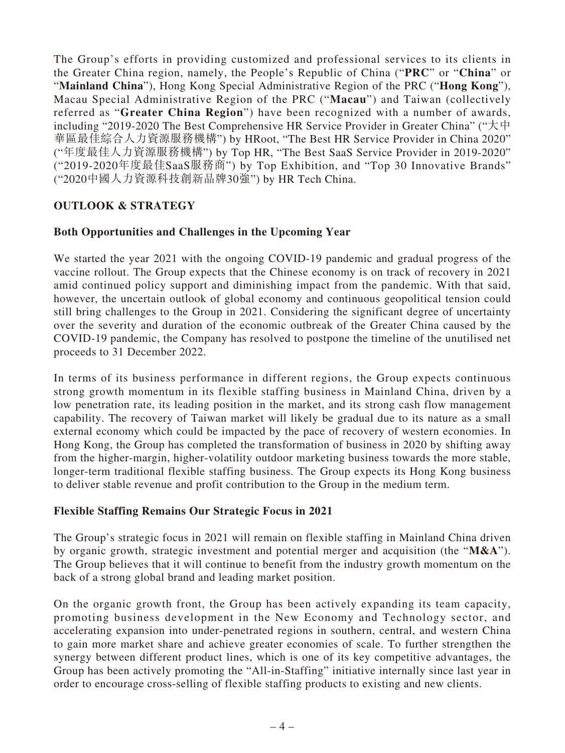The Group's efforts in providing customized and professional services to its clients in the Greater China region, namely, the People's Republic of China ("**PRC**" or "**China**" or "**Mainland China**"), Hong Kong Special Administrative Region of the PRC ("**Hong Kong**"), Macau Special Administrative Region of the PRC ("**Macau**") and Taiwan (collectively referred as "**Greater China Region**") have been recognized with a number of awards, including "2019-2020 The Best Comprehensive HR Service Provider in Greater China" ("大中華區最佳綜合人力資源服務機構") by HRoot, "The Best HR Service Provider in China 2020" ("年度最佳人力資源服務機構") by Top HR, "The Best SaaS Service Provider in 2019-2020" ("2019-2020年度最佳SaaS服務商") by Top Exhibition, and "Top 30 Innovative Brands" ("2020中國人力資源科技創新品牌30強") by HR Tech China.

## OUTLOOK & STRATEGY

### Both Opportunities and Challenges in the Upcoming Year

We started the year 2021 with the ongoing COVID-19 pandemic and gradual progress of the vaccine rollout. The Group expects that the Chinese economy is on track of recovery in 2021 amid continued policy support and diminishing impact from the pandemic. With that said, however, the uncertain outlook of global economy and continuous geopolitical tension could still bring challenges to the Group in 2021. Considering the significant degree of uncertainty over the severity and duration of the economic outbreak of the Greater China caused by the COVID-19 pandemic, the Company has resolved to postpone the timeline of the unutilised net proceeds to 31 December 2022.

In terms of its business performance in different regions, the Group expects continuous strong growth momentum in its flexible staffing business in Mainland China, driven by a low penetration rate, its leading position in the market, and its strong cash flow management capability. The recovery of Taiwan market will likely be gradual due to its nature as a small external economy which could be impacted by the pace of recovery of western economies. In Hong Kong, the Group has completed the transformation of business in 2020 by shifting away from the higher-margin, higher-volatility outdoor marketing business towards the more stable, longer-term traditional flexible staffing business. The Group expects its Hong Kong business to deliver stable revenue and profit contribution to the Group in the medium term.

### Flexible Staffing Remains Our Strategic Focus in 2021

The Group's strategic focus in 2021 will remain on flexible staffing in Mainland China driven by organic growth, strategic investment and potential merger and acquisition (the "**M&A**"). The Group believes that it will continue to benefit from the industry growth momentum on the back of a strong global brand and leading market position.

On the organic growth front, the Group has been actively expanding its team capacity, promoting business development in the New Economy and Technology sector, and accelerating expansion into under-penetrated regions in southern, central, and western China to gain more market share and achieve greater economies of scale. To further strengthen the synergy between different product lines, which is one of its key competitive advantages, the Group has been actively promoting the "All-in-Staffing" initiative internally since last year in order to encourage cross-selling of flexible staffing products to existing and new clients.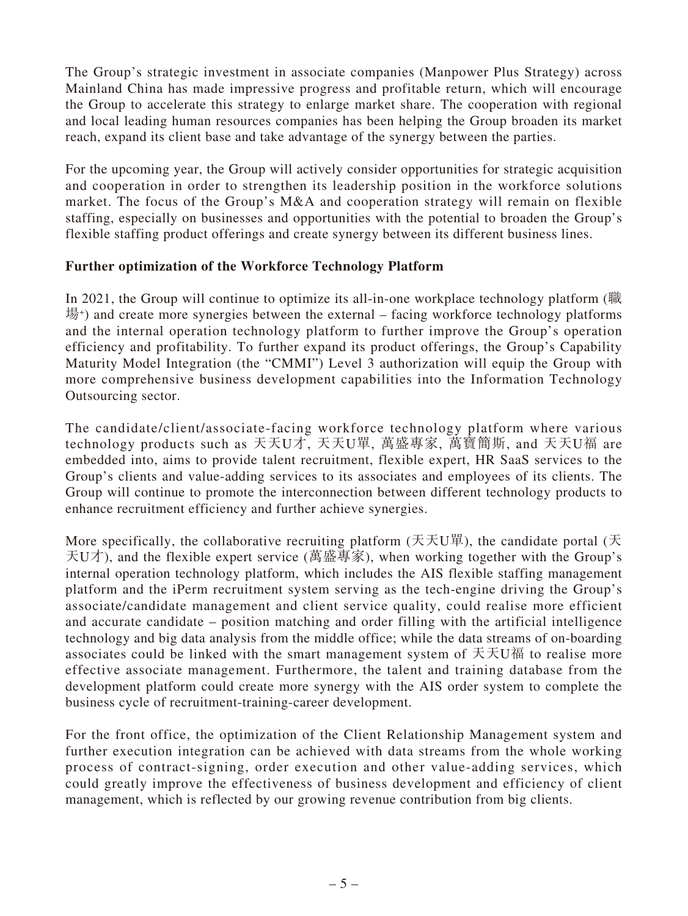The Group's strategic investment in associate companies (Manpower Plus Strategy) across Mainland China has made impressive progress and profitable return, which will encourage the Group to accelerate this strategy to enlarge market share. The cooperation with regional and local leading human resources companies has been helping the Group broaden its market reach, expand its client base and take advantage of the synergy between the parties.

For the upcoming year, the Group will actively consider opportunities for strategic acquisition and cooperation in order to strengthen its leadership position in the workforce solutions market. The focus of the Group's M&A and cooperation strategy will remain on flexible staffing, especially on businesses and opportunities with the potential to broaden the Group's flexible staffing product offerings and create synergy between its different business lines.

**Further optimization of the Workforce Technology Platform**

In 2021, the Group will continue to optimize its all-in-one workplace technology platform (職場+) and create more synergies between the external – facing workforce technology platforms and the internal operation technology platform to further improve the Group's operation efficiency and profitability. To further expand its product offerings, the Group's Capability Maturity Model Integration (the "CMMI") Level 3 authorization will equip the Group with more comprehensive business development capabilities into the Information Technology Outsourcing sector.

The candidate/client/associate-facing workforce technology platform where various technology products such as 天天U才, 天天U單, 萬盛專家, 萬寶簡斯, and 天天U福 are embedded into, aims to provide talent recruitment, flexible expert, HR SaaS services to the Group's clients and value-adding services to its associates and employees of its clients. The Group will continue to promote the interconnection between different technology products to enhance recruitment efficiency and further achieve synergies.

More specifically, the collaborative recruiting platform (天天U單), the candidate portal (天天U才), and the flexible expert service (萬盛專家), when working together with the Group's internal operation technology platform, which includes the AIS flexible staffing management platform and the iPerm recruitment system serving as the tech-engine driving the Group's associate/candidate management and client service quality, could realise more efficient and accurate candidate – position matching and order filling with the artificial intelligence technology and big data analysis from the middle office; while the data streams of on-boarding associates could be linked with the smart management system of 天天U福 to realise more effective associate management. Furthermore, the talent and training database from the development platform could create more synergy with the AIS order system to complete the business cycle of recruitment-training-career development.

For the front office, the optimization of the Client Relationship Management system and further execution integration can be achieved with data streams from the whole working process of contract-signing, order execution and other value-adding services, which could greatly improve the effectiveness of business development and efficiency of client management, which is reflected by our growing revenue contribution from big clients.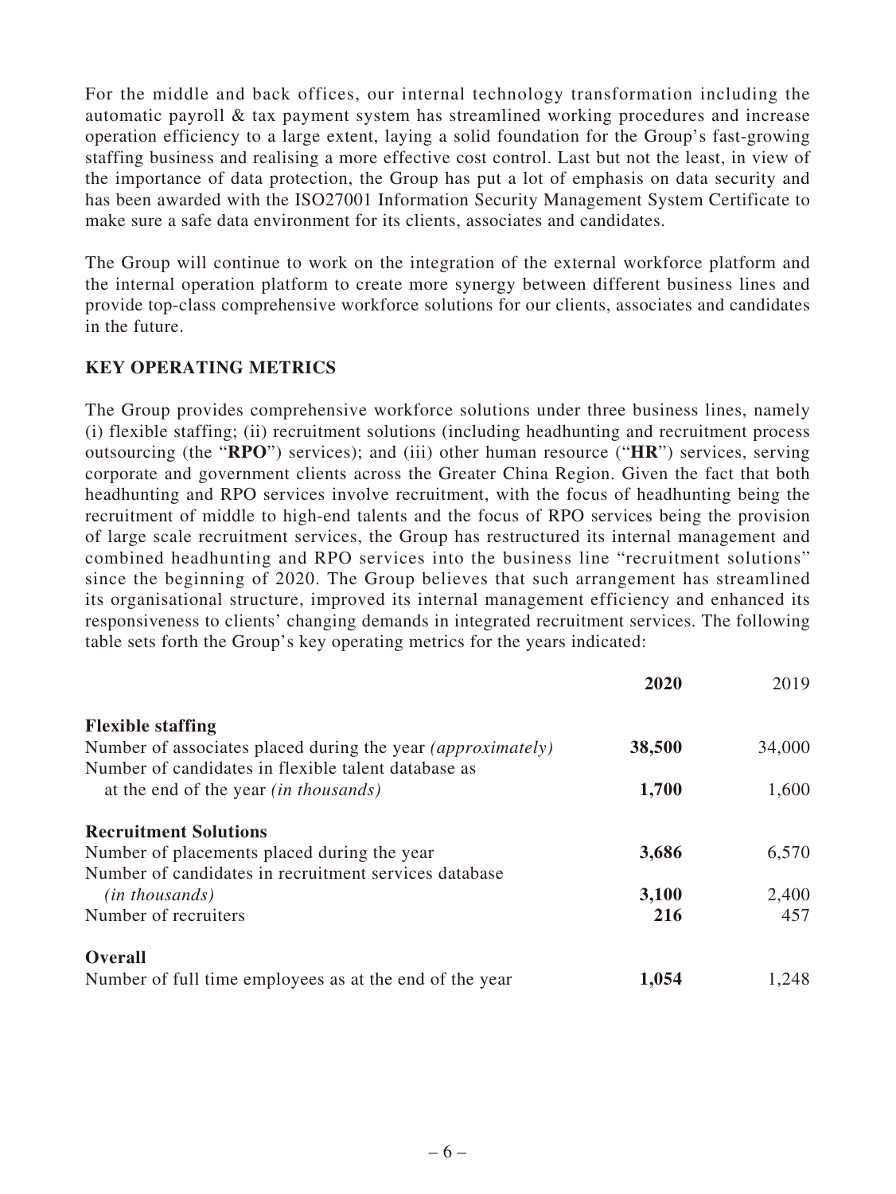For the middle and back offices, our internal technology transformation including the automatic payroll & tax payment system has streamlined working procedures and increase operation efficiency to a large extent, laying a solid foundation for the Group's fast-growing staffing business and realising a more effective cost control. Last but not the least, in view of the importance of data protection, the Group has put a lot of emphasis on data security and has been awarded with the ISO27001 Information Security Management System Certificate to make sure a safe data environment for its clients, associates and candidates.

The Group will continue to work on the integration of the external workforce platform and the internal operation platform to create more synergy between different business lines and provide top-class comprehensive workforce solutions for our clients, associates and candidates in the future.

## KEY OPERATING METRICS

The Group provides comprehensive workforce solutions under three business lines, namely (i) flexible staffing; (ii) recruitment solutions (including headhunting and recruitment process outsourcing (the "**RPO**") services); and (iii) other human resource ("**HR**") services, serving corporate and government clients across the Greater China Region. Given the fact that both headhunting and RPO services involve recruitment, with the focus of headhunting being the recruitment of middle to high-end talents and the focus of RPO services being the provision of large scale recruitment services, the Group has restructured its internal management and combined headhunting and RPO services into the business line "recruitment solutions" since the beginning of 2020. The Group believes that such arrangement has streamlined its organisational structure, improved its internal management efficiency and enhanced its responsiveness to clients' changing demands in integrated recruitment services. The following table sets forth the Group's key operating metrics for the years indicated:

| | **2020** | 2019 |
|---|---|---|
| **Flexible staffing** | | |
| Number of associates placed during the year *(approximately)* | **38,500** | 34,000 |
| Number of candidates in flexible talent database as at the end of the year *(in thousands)* | **1,700** | 1,600 |
| **Recruitment Solutions** | | |
| Number of placements placed during the year | **3,686** | 6,570 |
| Number of candidates in recruitment services database *(in thousands)* | **3,100** | 2,400 |
| Number of recruiters | **216** | 457 |
| **Overall** | | |
| Number of full time employees as at the end of the year | **1,054** | 1,248 |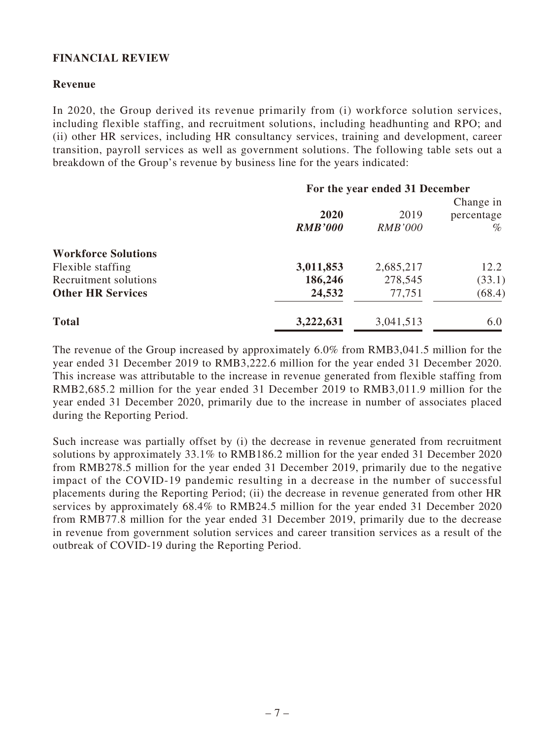## FINANCIAL REVIEW

### Revenue

In 2020, the Group derived its revenue primarily from (i) workforce solution services, including flexible staffing, and recruitment solutions, including headhunting and RPO; and (ii) other HR services, including HR consultancy services, training and development, career transition, payroll services as well as government solutions. The following table sets out a breakdown of the Group's revenue by business line for the years indicated:

| | For the year ended 31 December | | |
|---|---|---|---|
| | **2020** | 2019 | Change in percentage |
| | ***RMB'000*** | *RMB'000* | *%* |
| **Workforce Solutions** | | | |
| Flexible staffing | **3,011,853** | 2,685,217 | 12.2 |
| Recruitment solutions | **186,246** | 278,545 | (33.1) |
| **Other HR Services** | **24,532** | 77,751 | (68.4) |
| **Total** | **3,222,631** | 3,041,513 | 6.0 |

The revenue of the Group increased by approximately 6.0% from RMB3,041.5 million for the year ended 31 December 2019 to RMB3,222.6 million for the year ended 31 December 2020. This increase was attributable to the increase in revenue generated from flexible staffing from RMB2,685.2 million for the year ended 31 December 2019 to RMB3,011.9 million for the year ended 31 December 2020, primarily due to the increase in number of associates placed during the Reporting Period.

Such increase was partially offset by (i) the decrease in revenue generated from recruitment solutions by approximately 33.1% to RMB186.2 million for the year ended 31 December 2020 from RMB278.5 million for the year ended 31 December 2019, primarily due to the negative impact of the COVID-19 pandemic resulting in a decrease in the number of successful placements during the Reporting Period; (ii) the decrease in revenue generated from other HR services by approximately 68.4% to RMB24.5 million for the year ended 31 December 2020 from RMB77.8 million for the year ended 31 December 2019, primarily due to the decrease in revenue from government solution services and career transition services as a result of the outbreak of COVID-19 during the Reporting Period.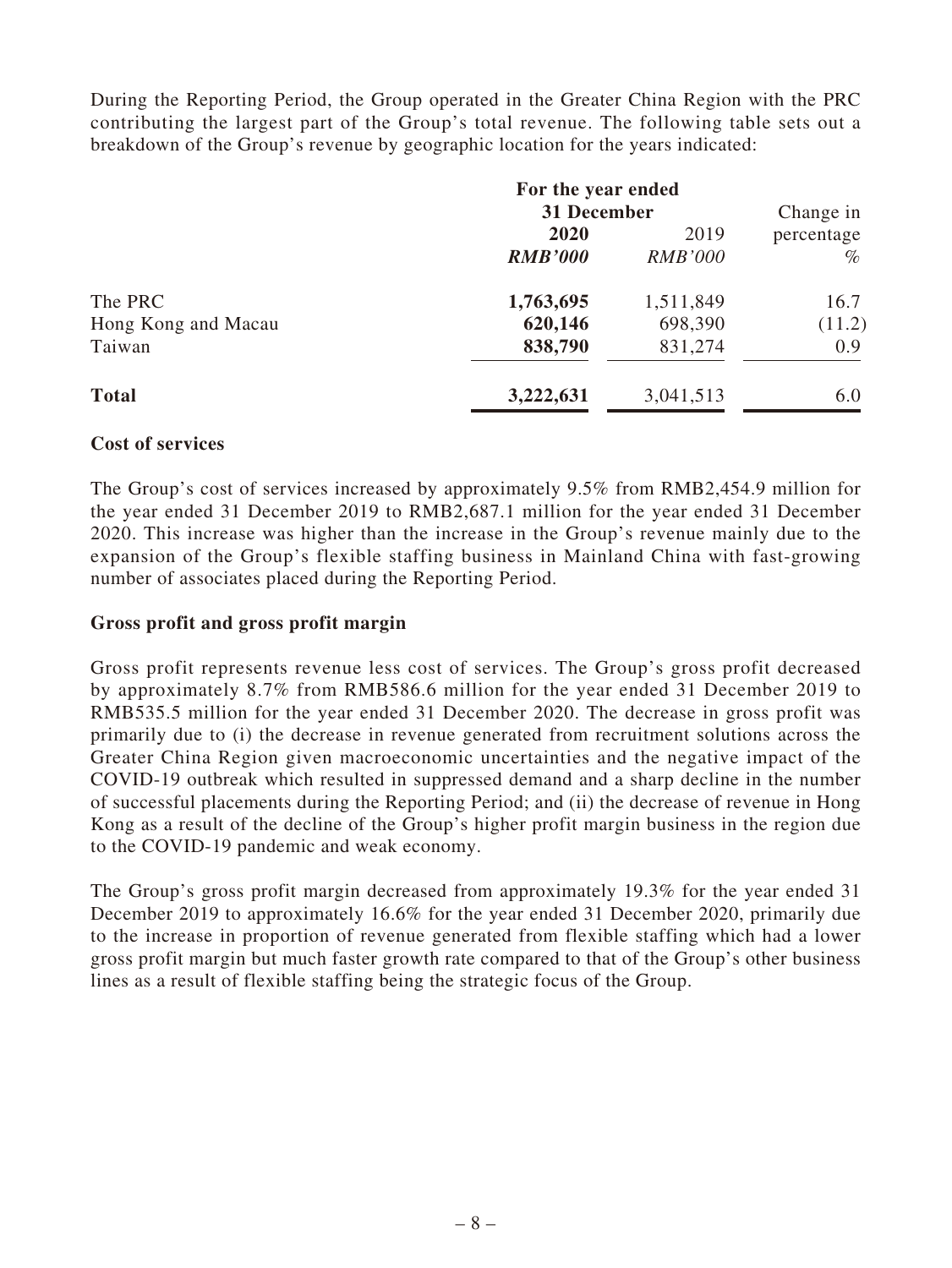During the Reporting Period, the Group operated in the Greater China Region with the PRC contributing the largest part of the Group's total revenue. The following table sets out a breakdown of the Group's revenue by geographic location for the years indicated:

| | For the year ended 31 December | | Change in |
|---|---|---|---|
| | **2020** | 2019 | percentage |
| | ***RMB'000*** | *RMB'000* | *%* |
| The PRC | **1,763,695** | 1,511,849 | 16.7 |
| Hong Kong and Macau | **620,146** | 698,390 | (11.2) |
| Taiwan | **838,790** | 831,274 | 0.9 |
| **Total** | **3,222,631** | 3,041,513 | 6.0 |

### Cost of services

The Group's cost of services increased by approximately 9.5% from RMB2,454.9 million for the year ended 31 December 2019 to RMB2,687.1 million for the year ended 31 December 2020. This increase was higher than the increase in the Group's revenue mainly due to the expansion of the Group's flexible staffing business in Mainland China with fast-growing number of associates placed during the Reporting Period.

### Gross profit and gross profit margin

Gross profit represents revenue less cost of services. The Group's gross profit decreased by approximately 8.7% from RMB586.6 million for the year ended 31 December 2019 to RMB535.5 million for the year ended 31 December 2020. The decrease in gross profit was primarily due to (i) the decrease in revenue generated from recruitment solutions across the Greater China Region given macroeconomic uncertainties and the negative impact of the COVID-19 outbreak which resulted in suppressed demand and a sharp decline in the number of successful placements during the Reporting Period; and (ii) the decrease of revenue in Hong Kong as a result of the decline of the Group's higher profit margin business in the region due to the COVID-19 pandemic and weak economy.

The Group's gross profit margin decreased from approximately 19.3% for the year ended 31 December 2019 to approximately 16.6% for the year ended 31 December 2020, primarily due to the increase in proportion of revenue generated from flexible staffing which had a lower gross profit margin but much faster growth rate compared to that of the Group's other business lines as a result of flexible staffing being the strategic focus of the Group.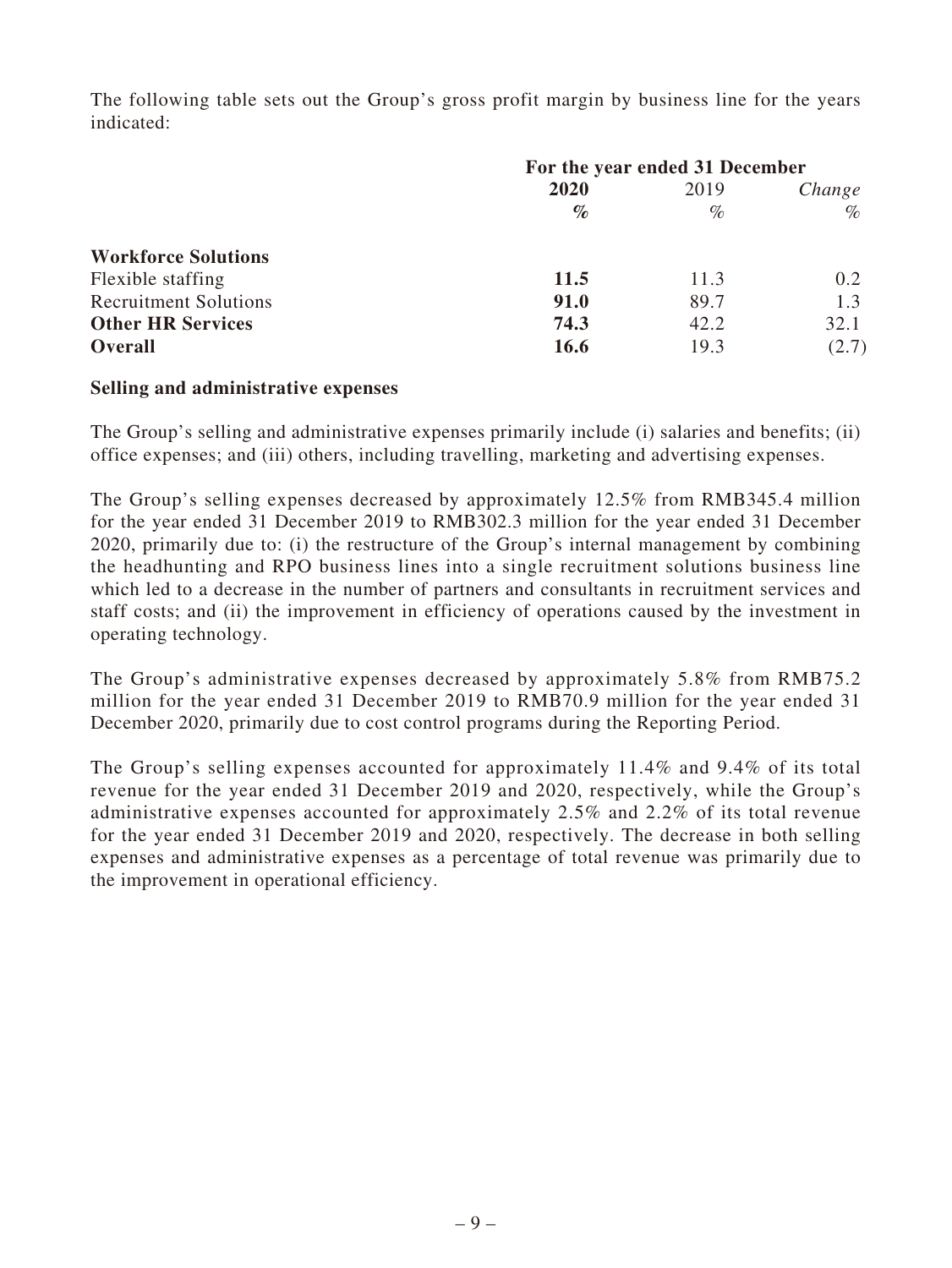The following table sets out the Group's gross profit margin by business line for the years indicated:

| | For the year ended 31 December | | |
|---|---|---|---|
| | **2020** | 2019 | *Change* |
| | **%** | % | % |
| **Workforce Solutions** | | | |
| Flexible staffing | **11.5** | 11.3 | 0.2 |
| Recruitment Solutions | **91.0** | 89.7 | 1.3 |
| **Other HR Services** | **74.3** | 42.2 | 32.1 |
| **Overall** | **16.6** | 19.3 | (2.7) |

**Selling and administrative expenses**

The Group's selling and administrative expenses primarily include (i) salaries and benefits; (ii) office expenses; and (iii) others, including travelling, marketing and advertising expenses.

The Group's selling expenses decreased by approximately 12.5% from RMB345.4 million for the year ended 31 December 2019 to RMB302.3 million for the year ended 31 December 2020, primarily due to: (i) the restructure of the Group's internal management by combining the headhunting and RPO business lines into a single recruitment solutions business line which led to a decrease in the number of partners and consultants in recruitment services and staff costs; and (ii) the improvement in efficiency of operations caused by the investment in operating technology.

The Group's administrative expenses decreased by approximately 5.8% from RMB75.2 million for the year ended 31 December 2019 to RMB70.9 million for the year ended 31 December 2020, primarily due to cost control programs during the Reporting Period.

The Group's selling expenses accounted for approximately 11.4% and 9.4% of its total revenue for the year ended 31 December 2019 and 2020, respectively, while the Group's administrative expenses accounted for approximately 2.5% and 2.2% of its total revenue for the year ended 31 December 2019 and 2020, respectively. The decrease in both selling expenses and administrative expenses as a percentage of total revenue was primarily due to the improvement in operational efficiency.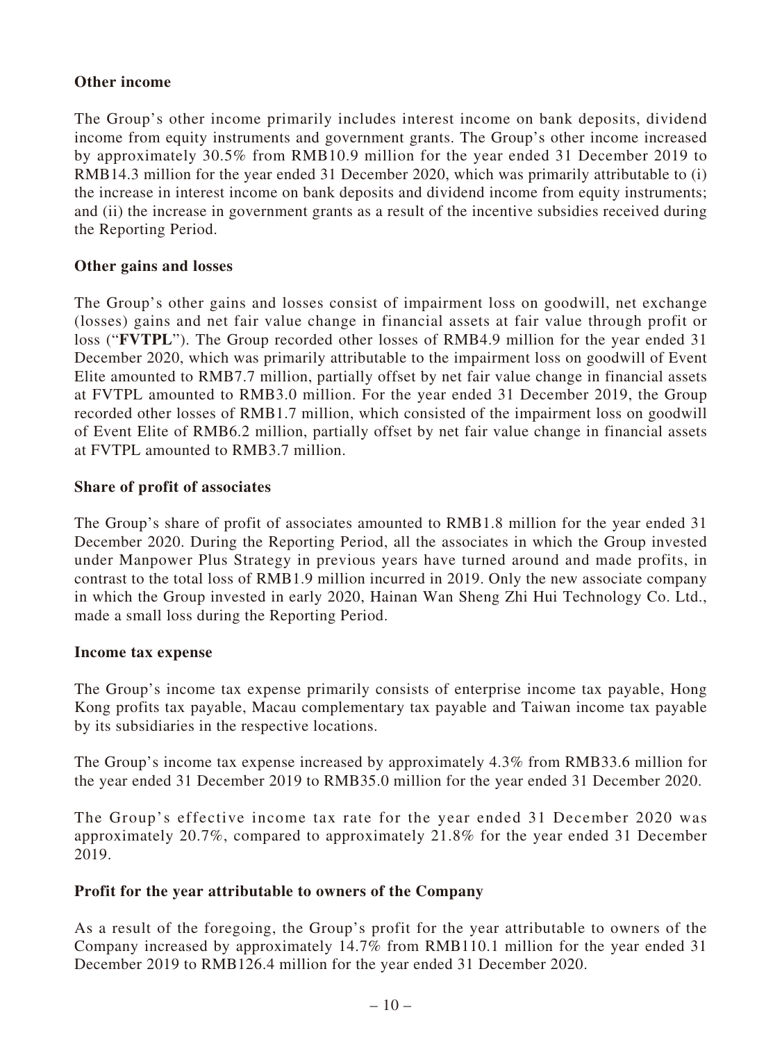**Other income**

The Group's other income primarily includes interest income on bank deposits, dividend income from equity instruments and government grants. The Group's other income increased by approximately 30.5% from RMB10.9 million for the year ended 31 December 2019 to RMB14.3 million for the year ended 31 December 2020, which was primarily attributable to (i) the increase in interest income on bank deposits and dividend income from equity instruments; and (ii) the increase in government grants as a result of the incentive subsidies received during the Reporting Period.

**Other gains and losses**

The Group's other gains and losses consist of impairment loss on goodwill, net exchange (losses) gains and net fair value change in financial assets at fair value through profit or loss ("**FVTPL**"). The Group recorded other losses of RMB4.9 million for the year ended 31 December 2020, which was primarily attributable to the impairment loss on goodwill of Event Elite amounted to RMB7.7 million, partially offset by net fair value change in financial assets at FVTPL amounted to RMB3.0 million. For the year ended 31 December 2019, the Group recorded other losses of RMB1.7 million, which consisted of the impairment loss on goodwill of Event Elite of RMB6.2 million, partially offset by net fair value change in financial assets at FVTPL amounted to RMB3.7 million.

**Share of profit of associates**

The Group's share of profit of associates amounted to RMB1.8 million for the year ended 31 December 2020. During the Reporting Period, all the associates in which the Group invested under Manpower Plus Strategy in previous years have turned around and made profits, in contrast to the total loss of RMB1.9 million incurred in 2019. Only the new associate company in which the Group invested in early 2020, Hainan Wan Sheng Zhi Hui Technology Co. Ltd., made a small loss during the Reporting Period.

**Income tax expense**

The Group's income tax expense primarily consists of enterprise income tax payable, Hong Kong profits tax payable, Macau complementary tax payable and Taiwan income tax payable by its subsidiaries in the respective locations.

The Group's income tax expense increased by approximately 4.3% from RMB33.6 million for the year ended 31 December 2019 to RMB35.0 million for the year ended 31 December 2020.

The Group's effective income tax rate for the year ended 31 December 2020 was approximately 20.7%, compared to approximately 21.8% for the year ended 31 December 2019.

**Profit for the year attributable to owners of the Company**

As a result of the foregoing, the Group's profit for the year attributable to owners of the Company increased by approximately 14.7% from RMB110.1 million for the year ended 31 December 2019 to RMB126.4 million for the year ended 31 December 2020.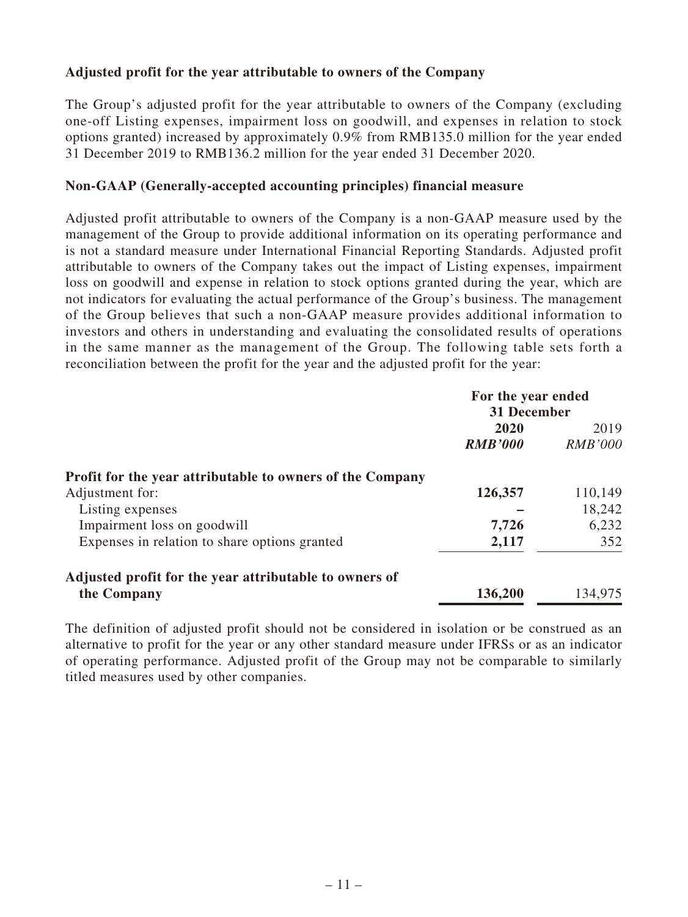**Adjusted profit for the year attributable to owners of the Company**

The Group's adjusted profit for the year attributable to owners of the Company (excluding one-off Listing expenses, impairment loss on goodwill, and expenses in relation to stock options granted) increased by approximately 0.9% from RMB135.0 million for the year ended 31 December 2019 to RMB136.2 million for the year ended 31 December 2020.

**Non-GAAP (Generally-accepted accounting principles) financial measure**

Adjusted profit attributable to owners of the Company is a non-GAAP measure used by the management of the Group to provide additional information on its operating performance and is not a standard measure under International Financial Reporting Standards. Adjusted profit attributable to owners of the Company takes out the impact of Listing expenses, impairment loss on goodwill and expense in relation to stock options granted during the year, which are not indicators for evaluating the actual performance of the Group's business. The management of the Group believes that such a non-GAAP measure provides additional information to investors and others in understanding and evaluating the consolidated results of operations in the same manner as the management of the Group. The following table sets forth a reconciliation between the profit for the year and the adjusted profit for the year:

| | For the year ended 31 December | |
|---|---|---|
| | **2020** | 2019 |
| | ***RMB'000*** | *RMB'000* |
| **Profit for the year attributable to owners of the Company** | | |
| Adjustment for: | **126,357** | 110,149 |
| Listing expenses | **–** | 18,242 |
| Impairment loss on goodwill | **7,726** | 6,232 |
| Expenses in relation to share options granted | **2,117** | 352 |
| **Adjusted profit for the year attributable to owners of the Company** | **136,200** | 134,975 |

The definition of adjusted profit should not be considered in isolation or be construed as an alternative to profit for the year or any other standard measure under IFRSs or as an indicator of operating performance. Adjusted profit of the Group may not be comparable to similarly titled measures used by other companies.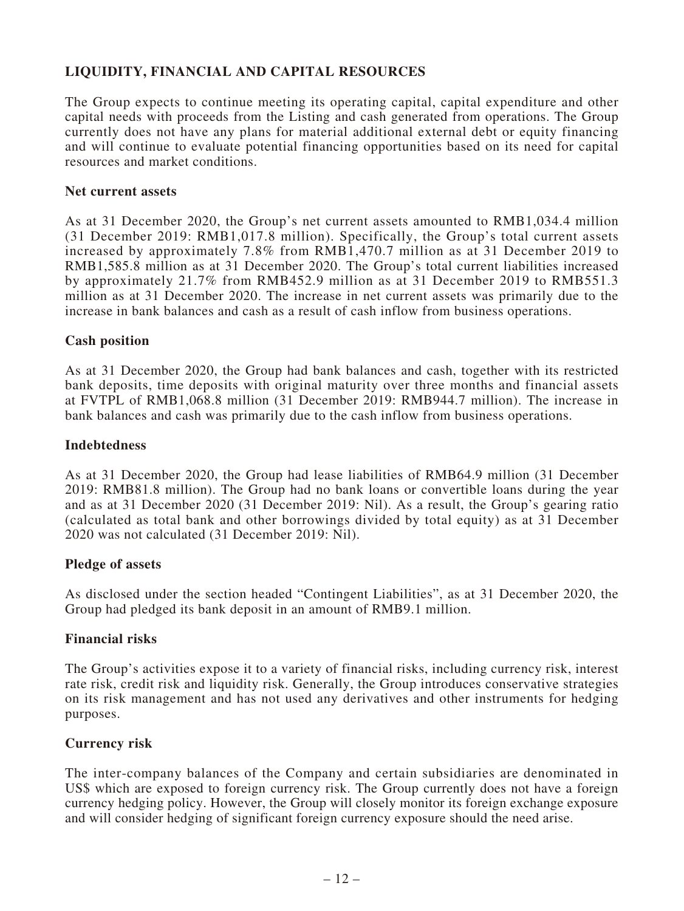## LIQUIDITY, FINANCIAL AND CAPITAL RESOURCES

The Group expects to continue meeting its operating capital, capital expenditure and other capital needs with proceeds from the Listing and cash generated from operations. The Group currently does not have any plans for material additional external debt or equity financing and will continue to evaluate potential financing opportunities based on its need for capital resources and market conditions.

### Net current assets

As at 31 December 2020, the Group's net current assets amounted to RMB1,034.4 million (31 December 2019: RMB1,017.8 million). Specifically, the Group's total current assets increased by approximately 7.8% from RMB1,470.7 million as at 31 December 2019 to RMB1,585.8 million as at 31 December 2020. The Group's total current liabilities increased by approximately 21.7% from RMB452.9 million as at 31 December 2019 to RMB551.3 million as at 31 December 2020. The increase in net current assets was primarily due to the increase in bank balances and cash as a result of cash inflow from business operations.

### Cash position

As at 31 December 2020, the Group had bank balances and cash, together with its restricted bank deposits, time deposits with original maturity over three months and financial assets at FVTPL of RMB1,068.8 million (31 December 2019: RMB944.7 million). The increase in bank balances and cash was primarily due to the cash inflow from business operations.

### Indebtedness

As at 31 December 2020, the Group had lease liabilities of RMB64.9 million (31 December 2019: RMB81.8 million). The Group had no bank loans or convertible loans during the year and as at 31 December 2020 (31 December 2019: Nil). As a result, the Group's gearing ratio (calculated as total bank and other borrowings divided by total equity) as at 31 December 2020 was not calculated (31 December 2019: Nil).

### Pledge of assets

As disclosed under the section headed "Contingent Liabilities", as at 31 December 2020, the Group had pledged its bank deposit in an amount of RMB9.1 million.

### Financial risks

The Group's activities expose it to a variety of financial risks, including currency risk, interest rate risk, credit risk and liquidity risk. Generally, the Group introduces conservative strategies on its risk management and has not used any derivatives and other instruments for hedging purposes.

### Currency risk

The inter-company balances of the Company and certain subsidiaries are denominated in US$ which are exposed to foreign currency risk. The Group currently does not have a foreign currency hedging policy. However, the Group will closely monitor its foreign exchange exposure and will consider hedging of significant foreign currency exposure should the need arise.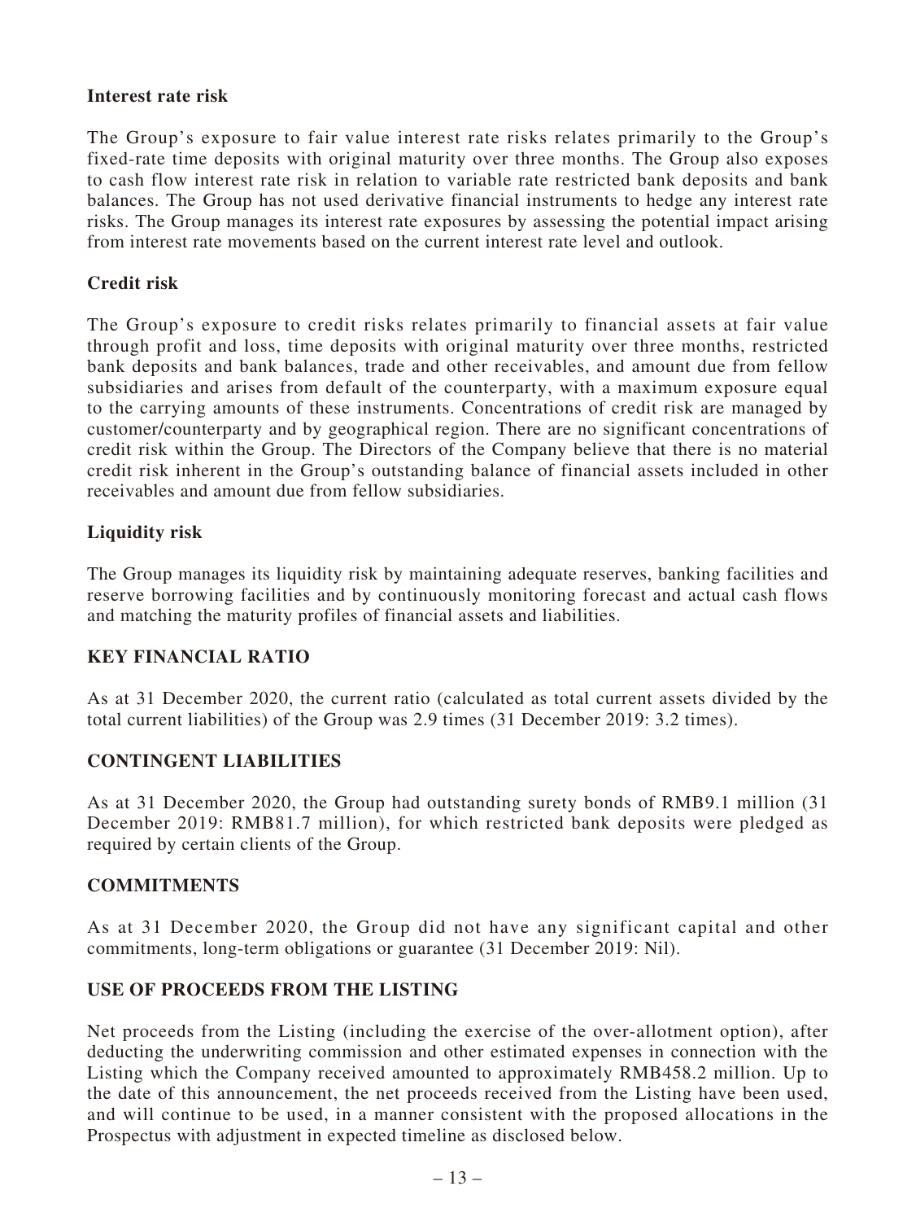**Interest rate risk**

The Group's exposure to fair value interest rate risks relates primarily to the Group's fixed-rate time deposits with original maturity over three months. The Group also exposes to cash flow interest rate risk in relation to variable rate restricted bank deposits and bank balances. The Group has not used derivative financial instruments to hedge any interest rate risks. The Group manages its interest rate exposures by assessing the potential impact arising from interest rate movements based on the current interest rate level and outlook.

**Credit risk**

The Group's exposure to credit risks relates primarily to financial assets at fair value through profit and loss, time deposits with original maturity over three months, restricted bank deposits and bank balances, trade and other receivables, and amount due from fellow subsidiaries and arises from default of the counterparty, with a maximum exposure equal to the carrying amounts of these instruments. Concentrations of credit risk are managed by customer/counterparty and by geographical region. There are no significant concentrations of credit risk within the Group. The Directors of the Company believe that there is no material credit risk inherent in the Group's outstanding balance of financial assets included in other receivables and amount due from fellow subsidiaries.

**Liquidity risk**

The Group manages its liquidity risk by maintaining adequate reserves, banking facilities and reserve borrowing facilities and by continuously monitoring forecast and actual cash flows and matching the maturity profiles of financial assets and liabilities.

## KEY FINANCIAL RATIO

As at 31 December 2020, the current ratio (calculated as total current assets divided by the total current liabilities) of the Group was 2.9 times (31 December 2019: 3.2 times).

## CONTINGENT LIABILITIES

As at 31 December 2020, the Group had outstanding surety bonds of RMB9.1 million (31 December 2019: RMB81.7 million), for which restricted bank deposits were pledged as required by certain clients of the Group.

## COMMITMENTS

As at 31 December 2020, the Group did not have any significant capital and other commitments, long-term obligations or guarantee (31 December 2019: Nil).

## USE OF PROCEEDS FROM THE LISTING

Net proceeds from the Listing (including the exercise of the over-allotment option), after deducting the underwriting commission and other estimated expenses in connection with the Listing which the Company received amounted to approximately RMB458.2 million. Up to the date of this announcement, the net proceeds received from the Listing have been used, and will continue to be used, in a manner consistent with the proposed allocations in the Prospectus with adjustment in expected timeline as disclosed below.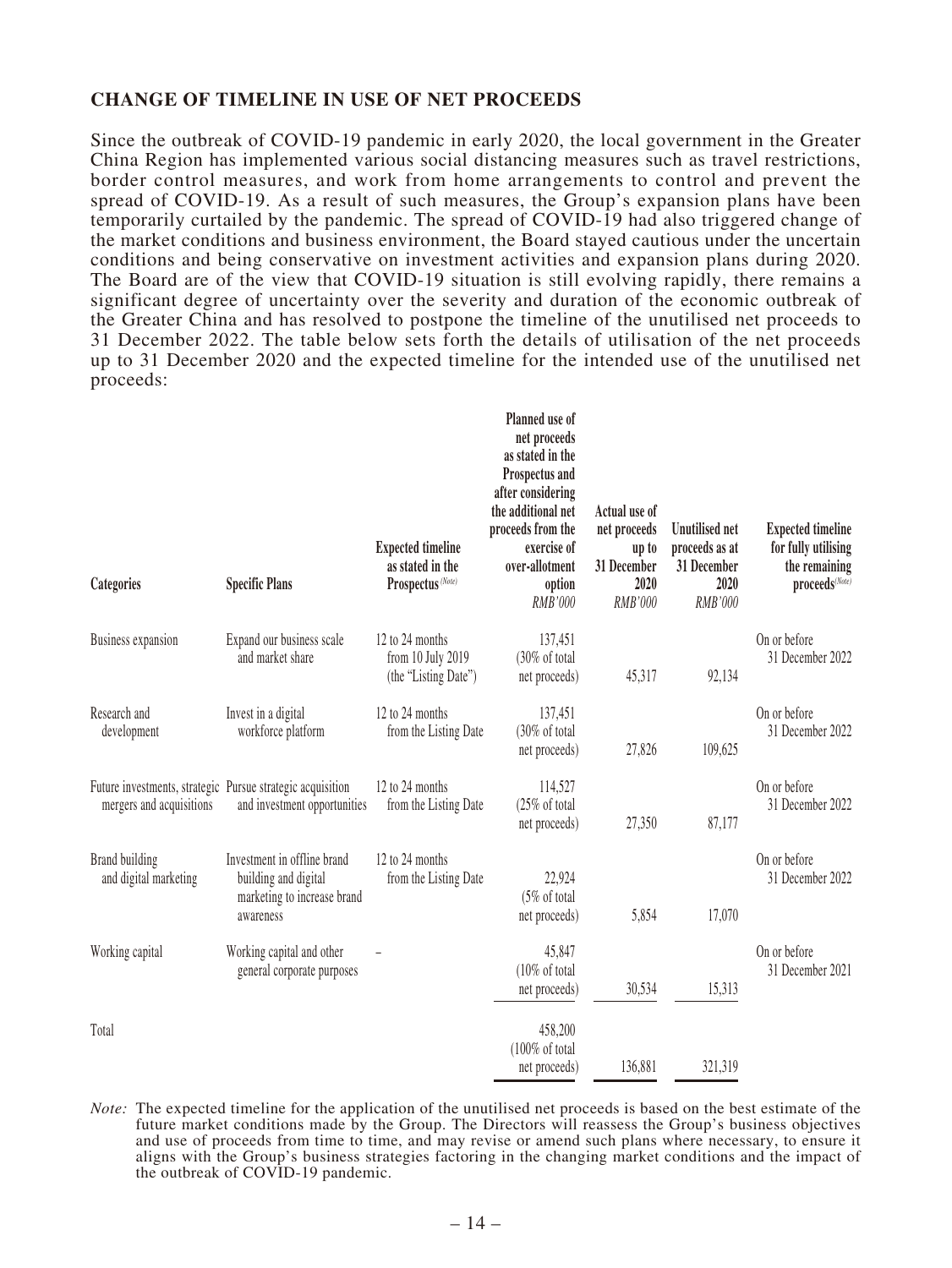## CHANGE OF TIMELINE IN USE OF NET PROCEEDS

Since the outbreak of COVID-19 pandemic in early 2020, the local government in the Greater China Region has implemented various social distancing measures such as travel restrictions, border control measures, and work from home arrangements to control and prevent the spread of COVID-19. As a result of such measures, the Group's expansion plans have been temporarily curtailed by the pandemic. The spread of COVID-19 had also triggered change of the market conditions and business environment, the Board stayed cautious under the uncertain conditions and being conservative on investment activities and expansion plans during 2020. The Board are of the view that COVID-19 situation is still evolving rapidly, there remains a significant degree of uncertainty over the severity and duration of the economic outbreak of the Greater China and has resolved to postpone the timeline of the unutilised net proceeds to 31 December 2022. The table below sets forth the details of utilisation of the net proceeds up to 31 December 2020 and the expected timeline for the intended use of the unutilised net proceeds:

| Categories | Specific Plans | Expected timeline as stated in the Prospectus (Note) | Planned use of net proceeds as stated in the Prospectus and after considering the additional net proceeds from the exercise of over-allotment option *RMB'000* | Actual use of net proceeds up to 31 December 2020 *RMB'000* | Unutilised net proceeds as at 31 December 2020 *RMB'000* | Expected timeline for fully utilising the remaining proceeds (Note) |
|---|---|---|---|---|---|---|
| Business expansion | Expand our business scale and market share | 12 to 24 months from 10 July 2019 (the "Listing Date") | 137,451 (30% of total net proceeds) | 45,317 | 92,134 | On or before 31 December 2022 |
| Research and development | Invest in a digital workforce platform | 12 to 24 months from the Listing Date | 137,451 (30% of total net proceeds) | 27,826 | 109,625 | On or before 31 December 2022 |
| Future investments, strategic mergers and acquisitions | Pursue strategic acquisition and investment opportunities | 12 to 24 months from the Listing Date | 114,527 (25% of total net proceeds) | 27,350 | 87,177 | On or before 31 December 2022 |
| Brand building and digital marketing | Investment in offline brand building and digital marketing to increase brand awareness | 12 to 24 months from the Listing Date | 22,924 (5% of total net proceeds) | 5,854 | 17,070 | On or before 31 December 2022 |
| Working capital | Working capital and other general corporate purposes | – | 45,847 (10% of total net proceeds) | 30,534 | 15,313 | On or before 31 December 2021 |
| Total | | | 458,200 (100% of total net proceeds) | 136,881 | 321,319 | |

*Note:* The expected timeline for the application of the unutilised net proceeds is based on the best estimate of the future market conditions made by the Group. The Directors will reassess the Group's business objectives and use of proceeds from time to time, and may revise or amend such plans where necessary, to ensure it aligns with the Group's business strategies factoring in the changing market conditions and the impact of the outbreak of COVID-19 pandemic.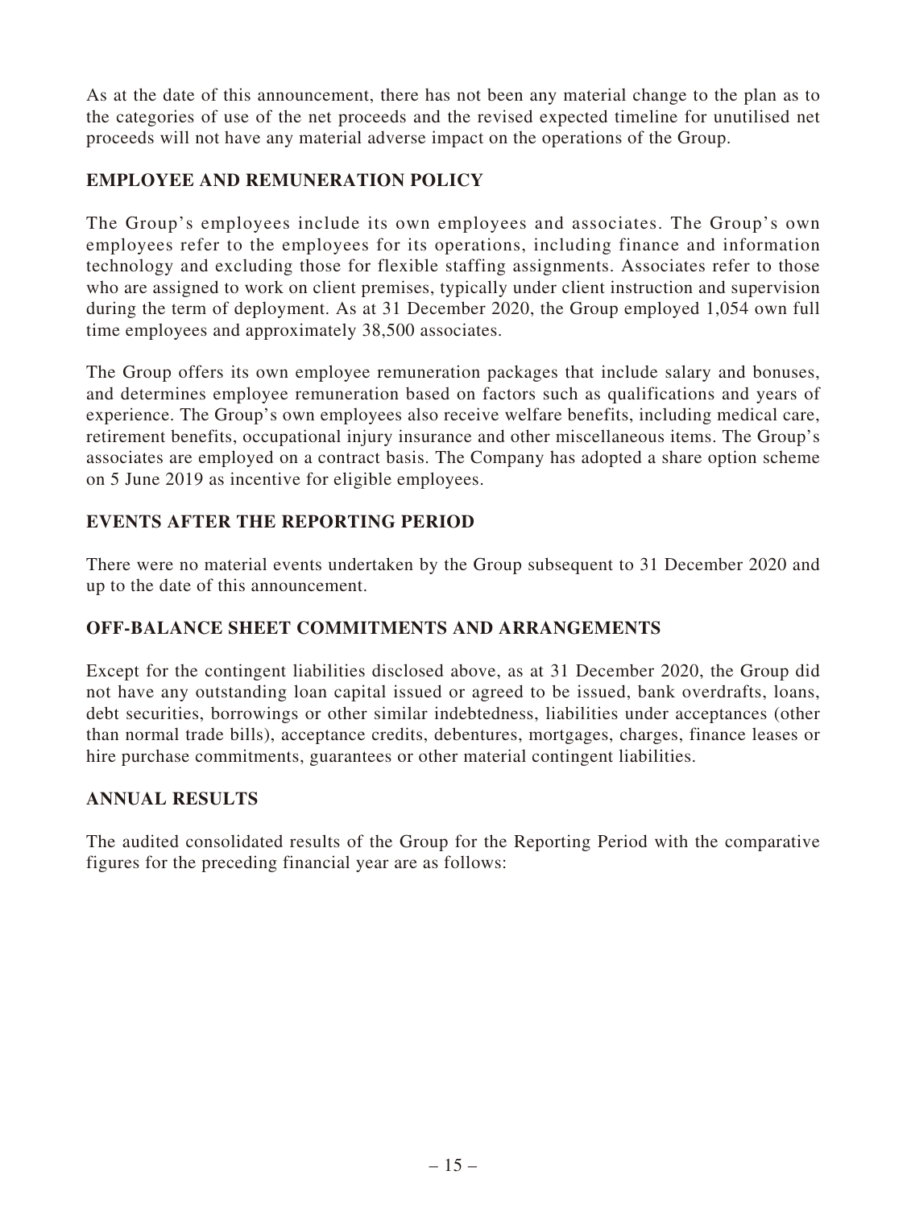As at the date of this announcement, there has not been any material change to the plan as to the categories of use of the net proceeds and the revised expected timeline for unutilised net proceeds will not have any material adverse impact on the operations of the Group.

## EMPLOYEE AND REMUNERATION POLICY

The Group's employees include its own employees and associates. The Group's own employees refer to the employees for its operations, including finance and information technology and excluding those for flexible staffing assignments. Associates refer to those who are assigned to work on client premises, typically under client instruction and supervision during the term of deployment. As at 31 December 2020, the Group employed 1,054 own full time employees and approximately 38,500 associates.

The Group offers its own employee remuneration packages that include salary and bonuses, and determines employee remuneration based on factors such as qualifications and years of experience. The Group's own employees also receive welfare benefits, including medical care, retirement benefits, occupational injury insurance and other miscellaneous items. The Group's associates are employed on a contract basis. The Company has adopted a share option scheme on 5 June 2019 as incentive for eligible employees.

## EVENTS AFTER THE REPORTING PERIOD

There were no material events undertaken by the Group subsequent to 31 December 2020 and up to the date of this announcement.

## OFF-BALANCE SHEET COMMITMENTS AND ARRANGEMENTS

Except for the contingent liabilities disclosed above, as at 31 December 2020, the Group did not have any outstanding loan capital issued or agreed to be issued, bank overdrafts, loans, debt securities, borrowings or other similar indebtedness, liabilities under acceptances (other than normal trade bills), acceptance credits, debentures, mortgages, charges, finance leases or hire purchase commitments, guarantees or other material contingent liabilities.

## ANNUAL RESULTS

The audited consolidated results of the Group for the Reporting Period with the comparative figures for the preceding financial year are as follows: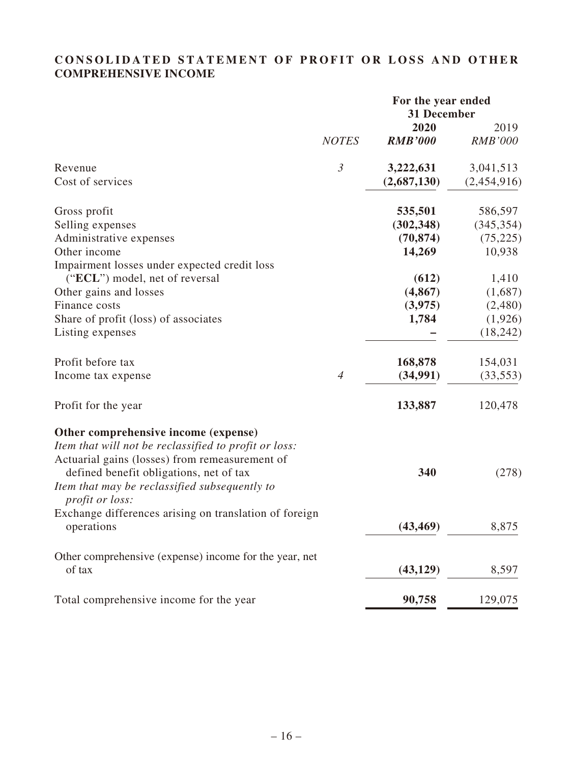## CONSOLIDATED STATEMENT OF PROFIT OR LOSS AND OTHER COMPREHENSIVE INCOME

| | | For the year ended 31 December | |
|---|---|---|---|
| | *NOTES* | **2020** | 2019 |
| | | ***RMB'000*** | *RMB'000* |
| Revenue | *3* | **3,222,631** | 3,041,513 |
| Cost of services | | **(2,687,130)** | (2,454,916) |
| Gross profit | | **535,501** | 586,597 |
| Selling expenses | | **(302,348)** | (345,354) |
| Administrative expenses | | **(70,874)** | (75,225) |
| Other income | | **14,269** | 10,938 |
| Impairment losses under expected credit loss ("**ECL**") model, net of reversal | | **(612)** | 1,410 |
| Other gains and losses | | **(4,867)** | (1,687) |
| Finance costs | | **(3,975)** | (2,480) |
| Share of profit (loss) of associates | | **1,784** | (1,926) |
| Listing expenses | | **–** | (18,242) |
| Profit before tax | | **168,878** | 154,031 |
| Income tax expense | *4* | **(34,991)** | (33,553) |
| Profit for the year | | **133,887** | 120,478 |
| **Other comprehensive income (expense)** | | | |
| *Item that will not be reclassified to profit or loss:* | | | |
| Actuarial gains (losses) from remeasurement of defined benefit obligations, net of tax | | **340** | (278) |
| *Item that may be reclassified subsequently to profit or loss:* | | | |
| Exchange differences arising on translation of foreign operations | | **(43,469)** | 8,875 |
| Other comprehensive (expense) income for the year, net of tax | | **(43,129)** | 8,597 |
| Total comprehensive income for the year | | **90,758** | 129,075 |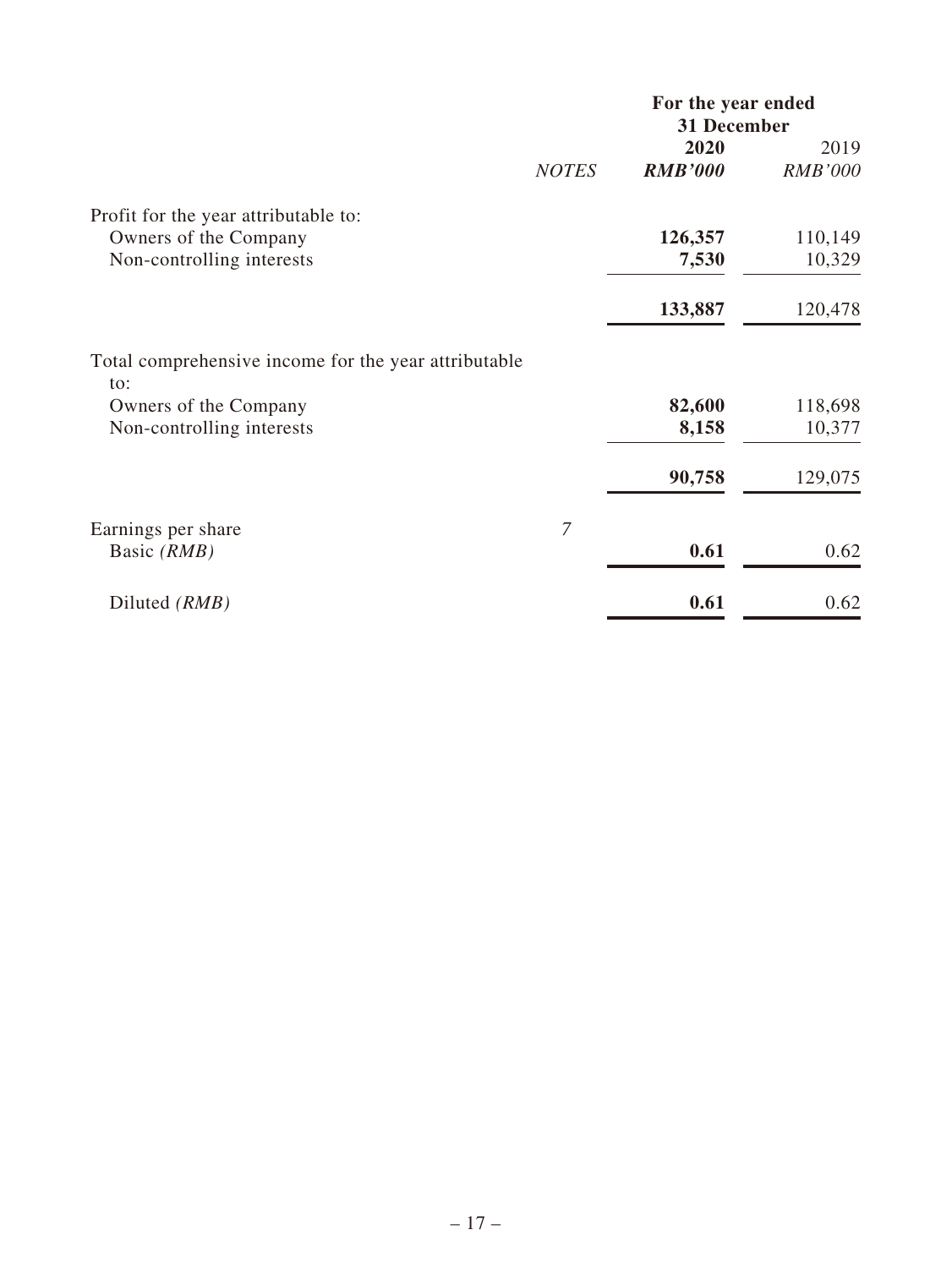| | NOTES | For the year ended 31 December 2020 RMB'000 | 2019 RMB'000 |
|---|---|---|---|
| Profit for the year attributable to: | | | |
| Owners of the Company | | **126,357** | 110,149 |
| Non-controlling interests | | **7,530** | 10,329 |
| | | **133,887** | 120,478 |
| Total comprehensive income for the year attributable to: | | | |
| Owners of the Company | | **82,600** | 118,698 |
| Non-controlling interests | | **8,158** | 10,377 |
| | | **90,758** | 129,075 |
| Earnings per share | *7* | | |
| Basic *(RMB)* | | **0.61** | 0.62 |
| Diluted *(RMB)* | | **0.61** | 0.62 |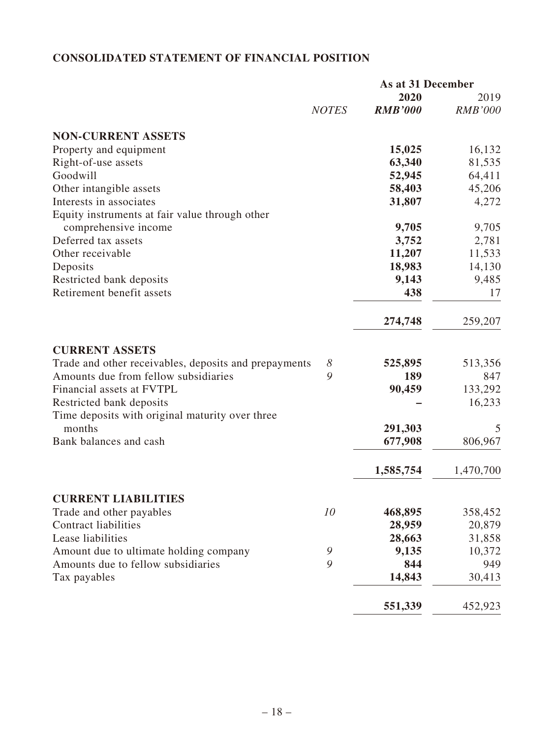## CONSOLIDATED STATEMENT OF FINANCIAL POSITION

| | *NOTES* | As at 31 December **2020** ***RMB'000*** | 2019 *RMB'000* |
|---|---|---|---|
| **NON-CURRENT ASSETS** | | | |
| Property and equipment | | **15,025** | 16,132 |
| Right-of-use assets | | **63,340** | 81,535 |
| Goodwill | | **52,945** | 64,411 |
| Other intangible assets | | **58,403** | 45,206 |
| Interests in associates | | **31,807** | 4,272 |
| Equity instruments at fair value through other comprehensive income | | **9,705** | 9,705 |
| Deferred tax assets | | **3,752** | 2,781 |
| Other receivable | | **11,207** | 11,533 |
| Deposits | | **18,983** | 14,130 |
| Restricted bank deposits | | **9,143** | 9,485 |
| Retirement benefit assets | | **438** | 17 |
| | | **274,748** | 259,207 |
| **CURRENT ASSETS** | | | |
| Trade and other receivables, deposits and prepayments | *8* | **525,895** | 513,356 |
| Amounts due from fellow subsidiaries | *9* | **189** | 847 |
| Financial assets at FVTPL | | **90,459** | 133,292 |
| Restricted bank deposits | | **–** | 16,233 |
| Time deposits with original maturity over three months | | **291,303** | 5 |
| Bank balances and cash | | **677,908** | 806,967 |
| | | **1,585,754** | 1,470,700 |
| **CURRENT LIABILITIES** | | | |
| Trade and other payables | *10* | **468,895** | 358,452 |
| Contract liabilities | | **28,959** | 20,879 |
| Lease liabilities | | **28,663** | 31,858 |
| Amount due to ultimate holding company | *9* | **9,135** | 10,372 |
| Amounts due to fellow subsidiaries | *9* | **844** | 949 |
| Tax payables | | **14,843** | 30,413 |
| | | **551,339** | 452,923 |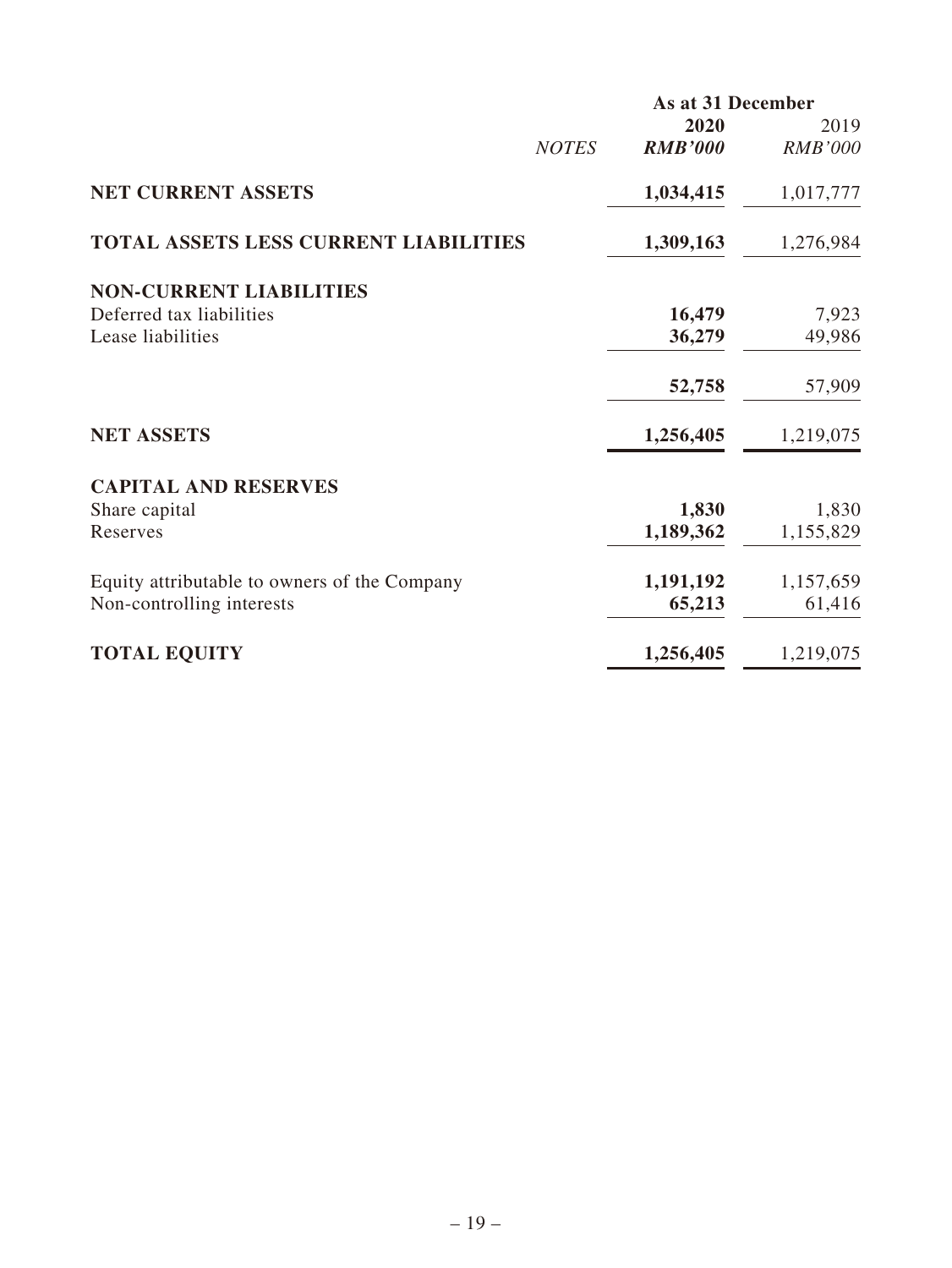| | | As at 31 December | |
|---|---|---|---|
| | | **2020** | 2019 |
| | *NOTES* | ***RMB'000*** | *RMB'000* |
| **NET CURRENT ASSETS** | | **1,034,415** | 1,017,777 |
| **TOTAL ASSETS LESS CURRENT LIABILITIES** | | **1,309,163** | 1,276,984 |
| **NON-CURRENT LIABILITIES** | | | |
| Deferred tax liabilities | | **16,479** | 7,923 |
| Lease liabilities | | **36,279** | 49,986 |
| | | **52,758** | 57,909 |
| **NET ASSETS** | | **1,256,405** | 1,219,075 |
| **CAPITAL AND RESERVES** | | | |
| Share capital | | **1,830** | 1,830 |
| Reserves | | **1,189,362** | 1,155,829 |
| Equity attributable to owners of the Company | | **1,191,192** | 1,157,659 |
| Non-controlling interests | | **65,213** | 61,416 |
| **TOTAL EQUITY** | | **1,256,405** | 1,219,075 |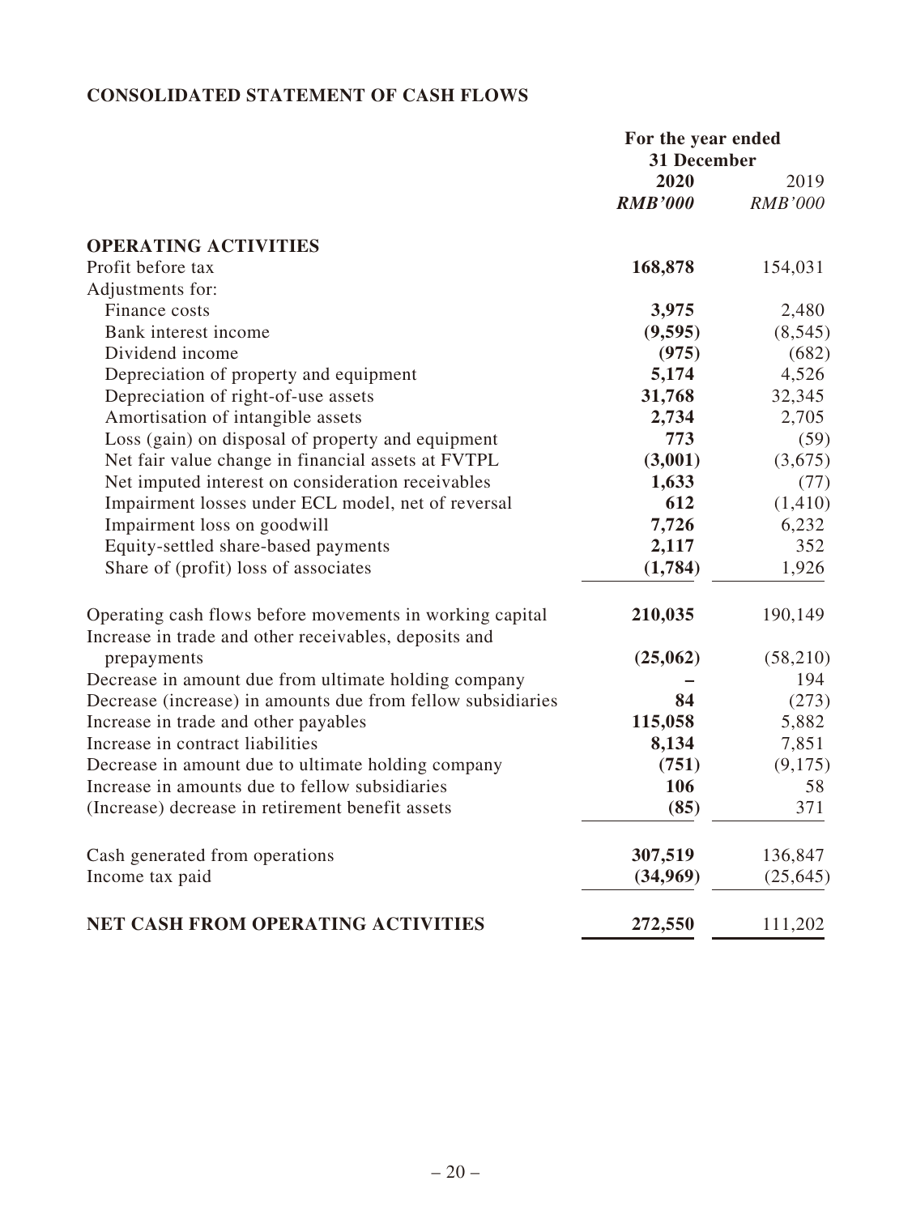## CONSOLIDATED STATEMENT OF CASH FLOWS

| | For the year ended 31 December | |
|---|---|---|
| | **2020** | 2019 |
| | ***RMB'000*** | *RMB'000* |
| **OPERATING ACTIVITIES** | | |
| Profit before tax | **168,878** | 154,031 |
| Adjustments for: | | |
| Finance costs | **3,975** | 2,480 |
| Bank interest income | **(9,595)** | (8,545) |
| Dividend income | **(975)** | (682) |
| Depreciation of property and equipment | **5,174** | 4,526 |
| Depreciation of right-of-use assets | **31,768** | 32,345 |
| Amortisation of intangible assets | **2,734** | 2,705 |
| Loss (gain) on disposal of property and equipment | **773** | (59) |
| Net fair value change in financial assets at FVTPL | **(3,001)** | (3,675) |
| Net imputed interest on consideration receivables | **1,633** | (77) |
| Impairment losses under ECL model, net of reversal | **612** | (1,410) |
| Impairment loss on goodwill | **7,726** | 6,232 |
| Equity-settled share-based payments | **2,117** | 352 |
| Share of (profit) loss of associates | **(1,784)** | 1,926 |
| Operating cash flows before movements in working capital | **210,035** | 190,149 |
| Increase in trade and other receivables, deposits and prepayments | **(25,062)** | (58,210) |
| Decrease in amount due from ultimate holding company | **–** | 194 |
| Decrease (increase) in amounts due from fellow subsidiaries | **84** | (273) |
| Increase in trade and other payables | **115,058** | 5,882 |
| Increase in contract liabilities | **8,134** | 7,851 |
| Decrease in amount due to ultimate holding company | **(751)** | (9,175) |
| Increase in amounts due to fellow subsidiaries | **106** | 58 |
| (Increase) decrease in retirement benefit assets | **(85)** | 371 |
| Cash generated from operations | **307,519** | 136,847 |
| Income tax paid | **(34,969)** | (25,645) |
| **NET CASH FROM OPERATING ACTIVITIES** | **272,550** | 111,202 |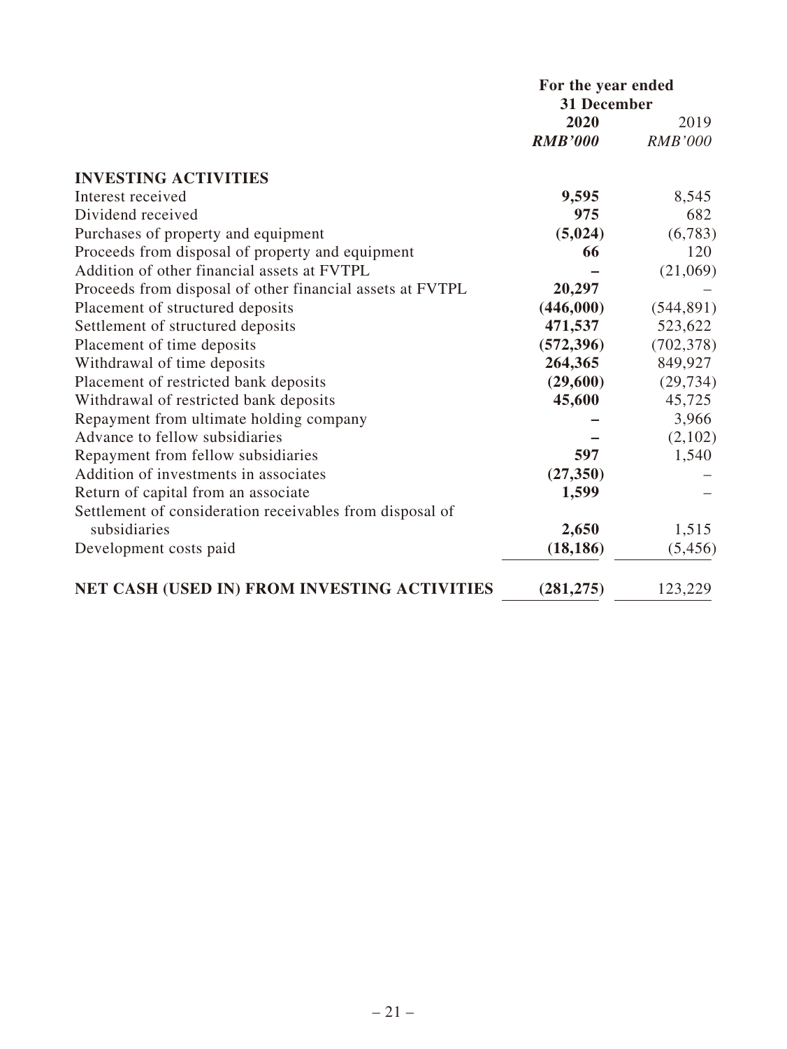| | For the year ended 31 December | |
|---|---|---|
| | **2020** | 2019 |
| | ***RMB'000*** | *RMB'000* |
| **INVESTING ACTIVITIES** | | |
| Interest received | **9,595** | 8,545 |
| Dividend received | **975** | 682 |
| Purchases of property and equipment | **(5,024)** | (6,783) |
| Proceeds from disposal of property and equipment | **66** | 120 |
| Addition of other financial assets at FVTPL | **–** | (21,069) |
| Proceeds from disposal of other financial assets at FVTPL | **20,297** | – |
| Placement of structured deposits | **(446,000)** | (544,891) |
| Settlement of structured deposits | **471,537** | 523,622 |
| Placement of time deposits | **(572,396)** | (702,378) |
| Withdrawal of time deposits | **264,365** | 849,927 |
| Placement of restricted bank deposits | **(29,600)** | (29,734) |
| Withdrawal of restricted bank deposits | **45,600** | 45,725 |
| Repayment from ultimate holding company | **–** | 3,966 |
| Advance to fellow subsidiaries | **–** | (2,102) |
| Repayment from fellow subsidiaries | **597** | 1,540 |
| Addition of investments in associates | **(27,350)** | – |
| Return of capital from an associate | **1,599** | – |
| Settlement of consideration receivables from disposal of subsidiaries | **2,650** | 1,515 |
| Development costs paid | **(18,186)** | (5,456) |
| **NET CASH (USED IN) FROM INVESTING ACTIVITIES** | **(281,275)** | 123,229 |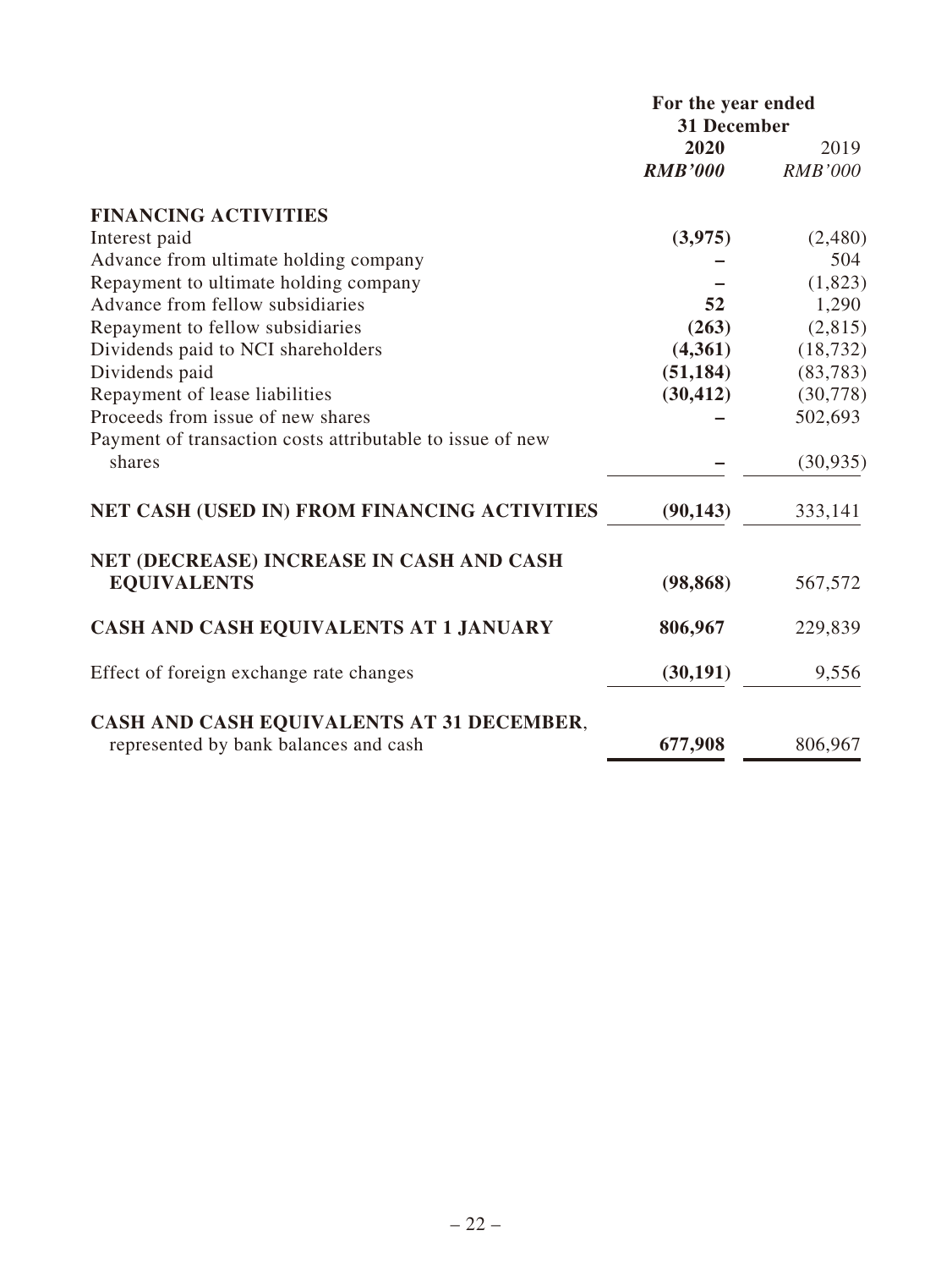| | For the year ended 31 December | |
|---|---|---|
| | **2020** | 2019 |
| | ***RMB'000*** | *RMB'000* |
| **FINANCING ACTIVITIES** | | |
| Interest paid | **(3,975)** | (2,480) |
| Advance from ultimate holding company | **–** | 504 |
| Repayment to ultimate holding company | **–** | (1,823) |
| Advance from fellow subsidiaries | **52** | 1,290 |
| Repayment to fellow subsidiaries | **(263)** | (2,815) |
| Dividends paid to NCI shareholders | **(4,361)** | (18,732) |
| Dividends paid | **(51,184)** | (83,783) |
| Repayment of lease liabilities | **(30,412)** | (30,778) |
| Proceeds from issue of new shares | **–** | 502,693 |
| Payment of transaction costs attributable to issue of new shares | **–** | (30,935) |
| **NET CASH (USED IN) FROM FINANCING ACTIVITIES** | **(90,143)** | 333,141 |
| **NET (DECREASE) INCREASE IN CASH AND CASH EQUIVALENTS** | **(98,868)** | 567,572 |
| **CASH AND CASH EQUIVALENTS AT 1 JANUARY** | **806,967** | 229,839 |
| Effect of foreign exchange rate changes | **(30,191)** | 9,556 |
| **CASH AND CASH EQUIVALENTS AT 31 DECEMBER,** represented by bank balances and cash | **677,908** | 806,967 |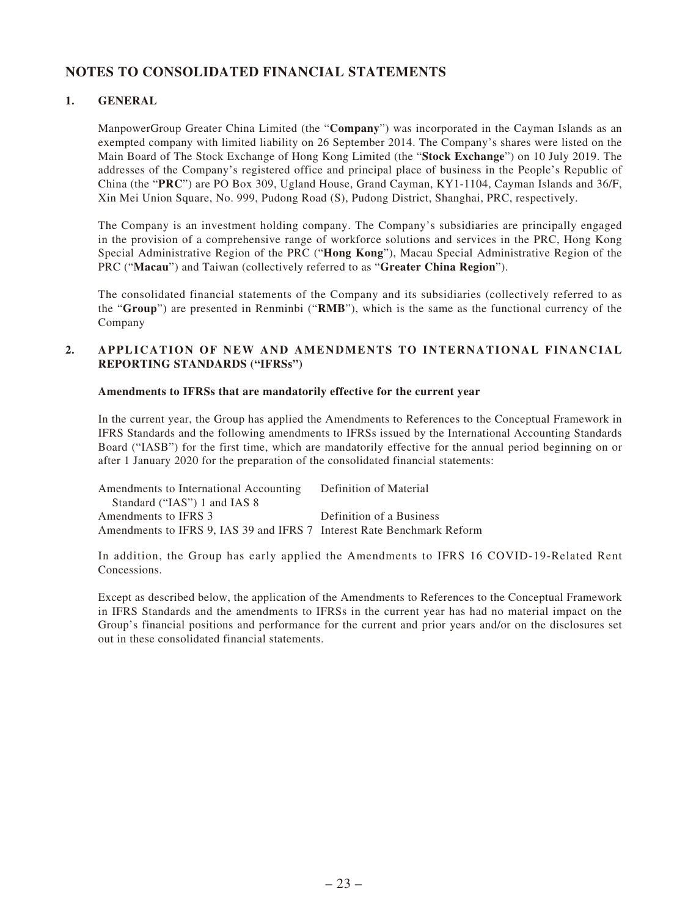# NOTES TO CONSOLIDATED FINANCIAL STATEMENTS

## 1. GENERAL

ManpowerGroup Greater China Limited (the "**Company**") was incorporated in the Cayman Islands as an exempted company with limited liability on 26 September 2014. The Company's shares were listed on the Main Board of The Stock Exchange of Hong Kong Limited (the "**Stock Exchange**") on 10 July 2019. The addresses of the Company's registered office and principal place of business in the People's Republic of China (the "**PRC**") are PO Box 309, Ugland House, Grand Cayman, KY1-1104, Cayman Islands and 36/F, Xin Mei Union Square, No. 999, Pudong Road (S), Pudong District, Shanghai, PRC, respectively.

The Company is an investment holding company. The Company's subsidiaries are principally engaged in the provision of a comprehensive range of workforce solutions and services in the PRC, Hong Kong Special Administrative Region of the PRC ("**Hong Kong**"), Macau Special Administrative Region of the PRC ("**Macau**") and Taiwan (collectively referred to as "**Greater China Region**").

The consolidated financial statements of the Company and its subsidiaries (collectively referred to as the "**Group**") are presented in Renminbi ("**RMB**"), which is the same as the functional currency of the Company

## 2. APPLICATION OF NEW AND AMENDMENTS TO INTERNATIONAL FINANCIAL REPORTING STANDARDS ("IFRSs")

**Amendments to IFRSs that are mandatorily effective for the current year**

In the current year, the Group has applied the Amendments to References to the Conceptual Framework in IFRS Standards and the following amendments to IFRSs issued by the International Accounting Standards Board ("IASB") for the first time, which are mandatorily effective for the annual period beginning on or after 1 January 2020 for the preparation of the consolidated financial statements:

| | |
|---|---|
| Amendments to International Accounting Standard ("IAS") 1 and IAS 8 | Definition of Material |
| Amendments to IFRS 3 | Definition of a Business |
| Amendments to IFRS 9, IAS 39 and IFRS 7 | Interest Rate Benchmark Reform |

In addition, the Group has early applied the Amendments to IFRS 16 COVID-19-Related Rent Concessions.

Except as described below, the application of the Amendments to References to the Conceptual Framework in IFRS Standards and the amendments to IFRSs in the current year has had no material impact on the Group's financial positions and performance for the current and prior years and/or on the disclosures set out in these consolidated financial statements.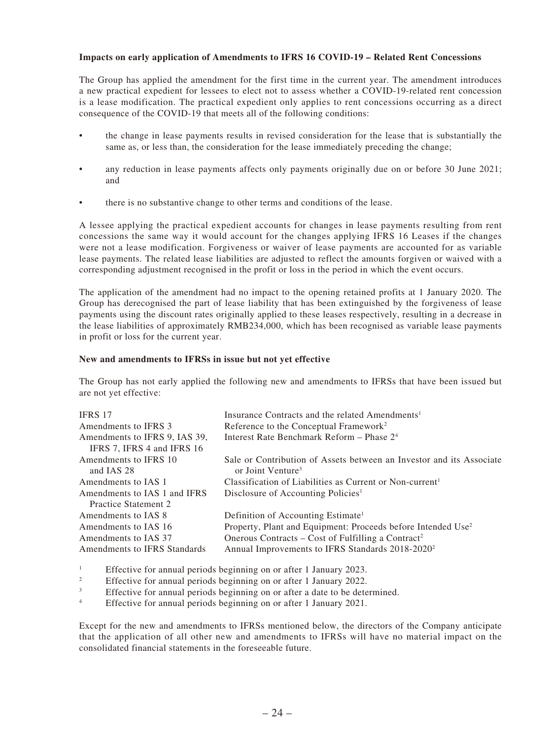**Impacts on early application of Amendments to IFRS 16 COVID-19 – Related Rent Concessions**

The Group has applied the amendment for the first time in the current year. The amendment introduces a new practical expedient for lessees to elect not to assess whether a COVID-19-related rent concession is a lease modification. The practical expedient only applies to rent concessions occurring as a direct consequence of the COVID-19 that meets all of the following conditions:

- the change in lease payments results in revised consideration for the lease that is substantially the same as, or less than, the consideration for the lease immediately preceding the change;
- any reduction in lease payments affects only payments originally due on or before 30 June 2021; and
- there is no substantive change to other terms and conditions of the lease.

A lessee applying the practical expedient accounts for changes in lease payments resulting from rent concessions the same way it would account for the changes applying IFRS 16 Leases if the changes were not a lease modification. Forgiveness or waiver of lease payments are accounted for as variable lease payments. The related lease liabilities are adjusted to reflect the amounts forgiven or waived with a corresponding adjustment recognised in the profit or loss in the period in which the event occurs.

The application of the amendment had no impact to the opening retained profits at 1 January 2020. The Group has derecognised the part of lease liability that has been extinguished by the forgiveness of lease payments using the discount rates originally applied to these leases respectively, resulting in a decrease in the lease liabilities of approximately RMB234,000, which has been recognised as variable lease payments in profit or loss for the current year.

**New and amendments to IFRSs in issue but not yet effective**

The Group has not early applied the following new and amendments to IFRSs that have been issued but are not yet effective:

| | |
|---|---|
| IFRS 17 | Insurance Contracts and the related Amendments[1] |
| Amendments to IFRS 3 | Reference to the Conceptual Framework[2] |
| Amendments to IFRS 9, IAS 39, IFRS 7, IFRS 4 and IFRS 16 | Interest Rate Benchmark Reform – Phase 2[4] |
| Amendments to IFRS 10 and IAS 28 | Sale or Contribution of Assets between an Investor and its Associate or Joint Venture[3] |
| Amendments to IAS 1 | Classification of Liabilities as Current or Non-current[1] |
| Amendments to IAS 1 and IFRS Practice Statement 2 | Disclosure of Accounting Policies[1] |
| Amendments to IAS 8 | Definition of Accounting Estimate[1] |
| Amendments to IAS 16 | Property, Plant and Equipment: Proceeds before Intended Use[2] |
| Amendments to IAS 37 | Onerous Contracts – Cost of Fulfilling a Contract[2] |
| Amendments to IFRS Standards | Annual Improvements to IFRS Standards 2018-2020[2] |

[1] Effective for annual periods beginning on or after 1 January 2023.

[2] Effective for annual periods beginning on or after 1 January 2022.

[3] Effective for annual periods beginning on or after a date to be determined.

[4] Effective for annual periods beginning on or after 1 January 2021.

Except for the new and amendments to IFRSs mentioned below, the directors of the Company anticipate that the application of all other new and amendments to IFRSs will have no material impact on the consolidated financial statements in the foreseeable future.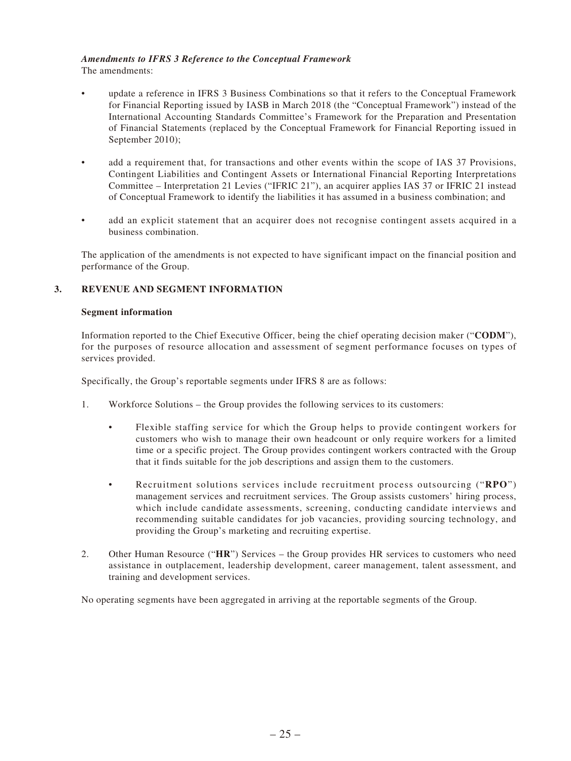***Amendments to IFRS 3 Reference to the Conceptual Framework***

The amendments:

- update a reference in IFRS 3 Business Combinations so that it refers to the Conceptual Framework for Financial Reporting issued by IASB in March 2018 (the "Conceptual Framework") instead of the International Accounting Standards Committee's Framework for the Preparation and Presentation of Financial Statements (replaced by the Conceptual Framework for Financial Reporting issued in September 2010);

- add a requirement that, for transactions and other events within the scope of IAS 37 Provisions, Contingent Liabilities and Contingent Assets or International Financial Reporting Interpretations Committee – Interpretation 21 Levies ("IFRIC 21"), an acquirer applies IAS 37 or IFRIC 21 instead of Conceptual Framework to identify the liabilities it has assumed in a business combination; and

- add an explicit statement that an acquirer does not recognise contingent assets acquired in a business combination.

The application of the amendments is not expected to have significant impact on the financial position and performance of the Group.

## 3. REVENUE AND SEGMENT INFORMATION

**Segment information**

Information reported to the Chief Executive Officer, being the chief operating decision maker ("**CODM**"), for the purposes of resource allocation and assessment of segment performance focuses on types of services provided.

Specifically, the Group's reportable segments under IFRS 8 are as follows:

1. Workforce Solutions – the Group provides the following services to its customers:

   - Flexible staffing service for which the Group helps to provide contingent workers for customers who wish to manage their own headcount or only require workers for a limited time or a specific project. The Group provides contingent workers contracted with the Group that it finds suitable for the job descriptions and assign them to the customers.

   - Recruitment solutions services include recruitment process outsourcing ("**RPO**") management services and recruitment services. The Group assists customers' hiring process, which include candidate assessments, screening, conducting candidate interviews and recommending suitable candidates for job vacancies, providing sourcing technology, and providing the Group's marketing and recruiting expertise.

2. Other Human Resource ("**HR**") Services – the Group provides HR services to customers who need assistance in outplacement, leadership development, career management, talent assessment, and training and development services.

No operating segments have been aggregated in arriving at the reportable segments of the Group.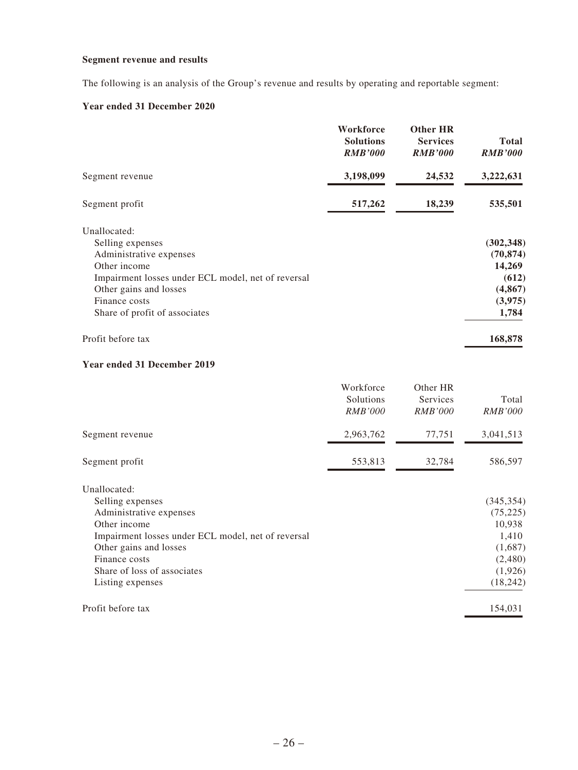**Segment revenue and results**

The following is an analysis of the Group's revenue and results by operating and reportable segment:

**Year ended 31 December 2020**

| | **Workforce Solutions** | **Other HR Services** | **Total** |
|---|---|---|---|
| | ***RMB'000*** | ***RMB'000*** | ***RMB'000*** |
| Segment revenue | **3,198,099** | **24,532** | **3,222,631** |
| Segment profit | **517,262** | **18,239** | **535,501** |
| Unallocated: | | | |
| Selling expenses | | | **(302,348)** |
| Administrative expenses | | | **(70,874)** |
| Other income | | | **14,269** |
| Impairment losses under ECL model, net of reversal | | | **(612)** |
| Other gains and losses | | | **(4,867)** |
| Finance costs | | | **(3,975)** |
| Share of profit of associates | | | **1,784** |
| Profit before tax | | | **168,878** |

**Year ended 31 December 2019**

| | Workforce Solutions | Other HR Services | Total |
|---|---|---|---|
| | *RMB'000* | *RMB'000* | *RMB'000* |
| Segment revenue | 2,963,762 | 77,751 | 3,041,513 |
| Segment profit | 553,813 | 32,784 | 586,597 |
| Unallocated: | | | |
| Selling expenses | | | (345,354) |
| Administrative expenses | | | (75,225) |
| Other income | | | 10,938 |
| Impairment losses under ECL model, net of reversal | | | 1,410 |
| Other gains and losses | | | (1,687) |
| Finance costs | | | (2,480) |
| Share of loss of associates | | | (1,926) |
| Listing expenses | | | (18,242) |
| Profit before tax | | | 154,031 |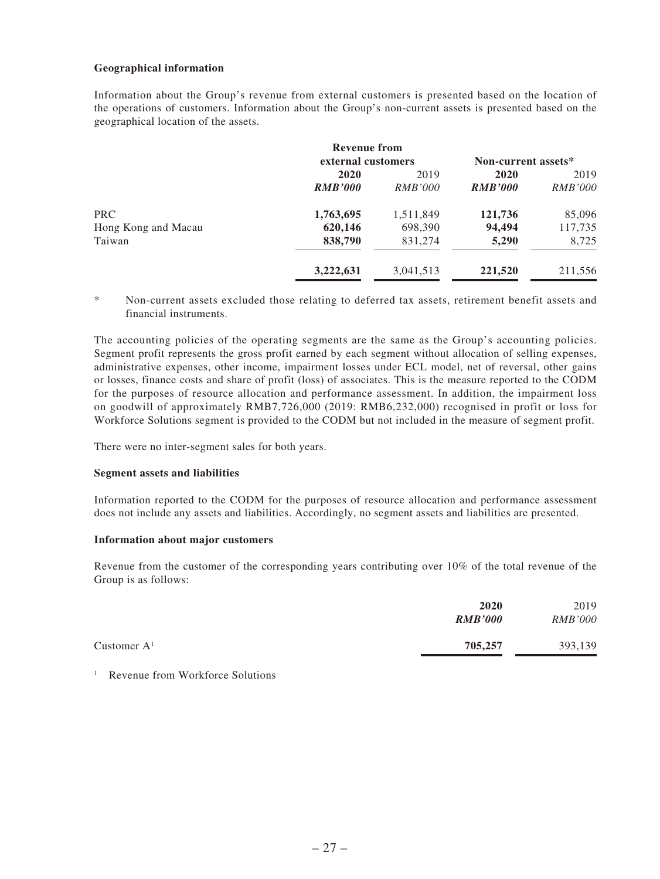**Geographical information**

Information about the Group's revenue from external customers is presented based on the location of the operations of customers. Information about the Group's non-current assets is presented based on the geographical location of the assets.

| | Revenue from external customers | | Non-current assets* | |
|---|---|---|---|---|
| | **2020** | 2019 | **2020** | 2019 |
| | ***RMB'000*** | *RMB'000* | ***RMB'000*** | *RMB'000* |
| PRC | **1,763,695** | 1,511,849 | **121,736** | 85,096 |
| Hong Kong and Macau | **620,146** | 698,390 | **94,494** | 117,735 |
| Taiwan | **838,790** | 831,274 | **5,290** | 8,725 |
| | **3,222,631** | 3,041,513 | **221,520** | 211,556 |

\* Non-current assets excluded those relating to deferred tax assets, retirement benefit assets and financial instruments.

The accounting policies of the operating segments are the same as the Group's accounting policies. Segment profit represents the gross profit earned by each segment without allocation of selling expenses, administrative expenses, other income, impairment losses under ECL model, net of reversal, other gains or losses, finance costs and share of profit (loss) of associates. This is the measure reported to the CODM for the purposes of resource allocation and performance assessment. In addition, the impairment loss on goodwill of approximately RMB7,726,000 (2019: RMB6,232,000) recognised in profit or loss for Workforce Solutions segment is provided to the CODM but not included in the measure of segment profit.

There were no inter-segment sales for both years.

**Segment assets and liabilities**

Information reported to the CODM for the purposes of resource allocation and performance assessment does not include any assets and liabilities. Accordingly, no segment assets and liabilities are presented.

**Information about major customers**

Revenue from the customer of the corresponding years contributing over 10% of the total revenue of the Group is as follows:

| | **2020** | 2019 |
|---|---|---|
| | ***RMB'000*** | *RMB'000* |
| Customer A[1] | **705,257** | 393,139 |

[1] Revenue from Workforce Solutions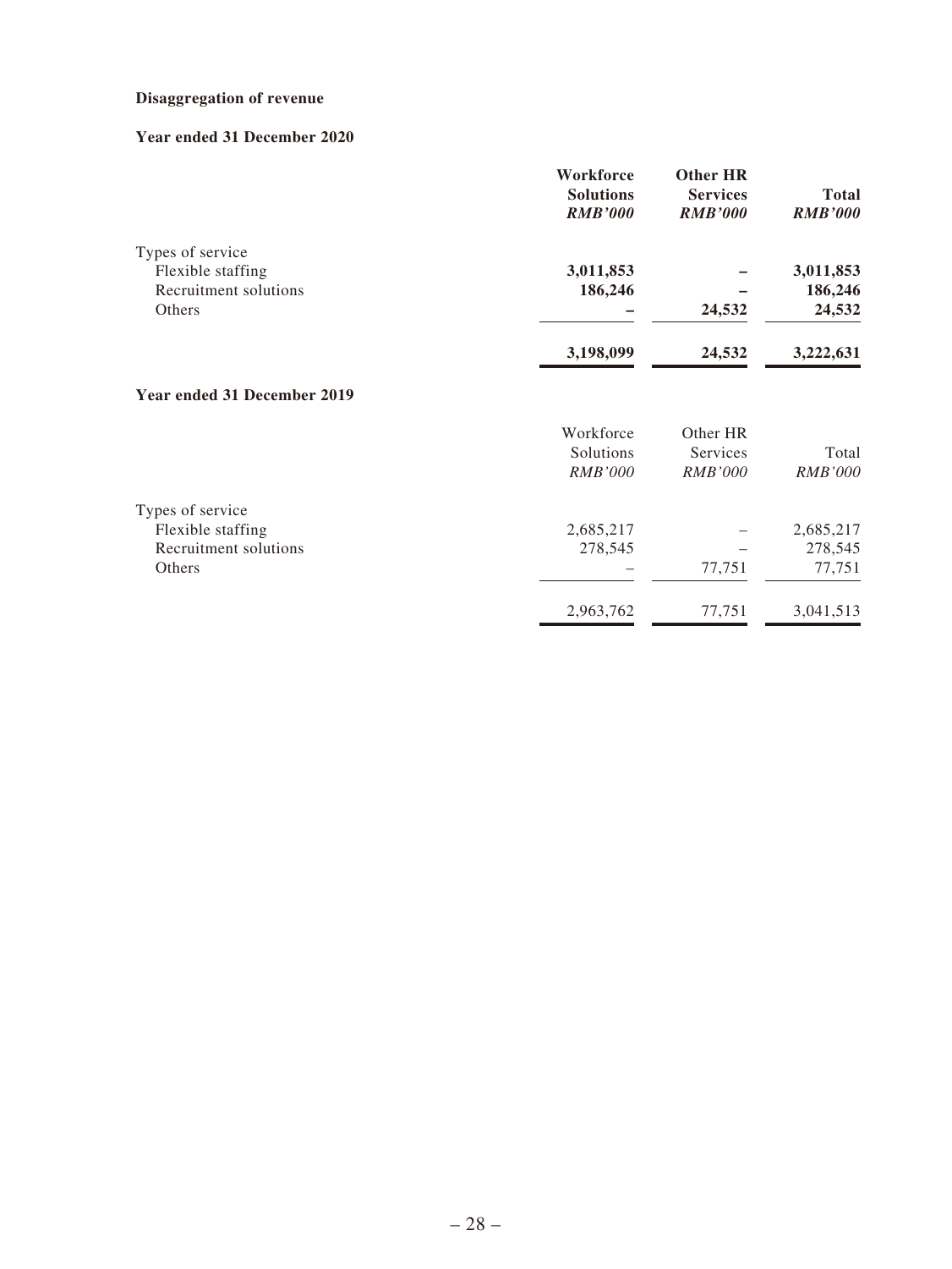**Disaggregation of revenue**

**Year ended 31 December 2020**

| | **Workforce Solutions** *RMB'000* | **Other HR Services** *RMB'000* | **Total** *RMB'000* |
|---|---|---|---|
| Types of service | | | |
| Flexible staffing | **3,011,853** | **–** | **3,011,853** |
| Recruitment solutions | **186,246** | **–** | **186,246** |
| Others | **–** | **24,532** | **24,532** |
| | **3,198,099** | **24,532** | **3,222,631** |

**Year ended 31 December 2019**

| | Workforce Solutions *RMB'000* | Other HR Services *RMB'000* | Total *RMB'000* |
|---|---|---|---|
| Types of service | | | |
| Flexible staffing | 2,685,217 | – | 2,685,217 |
| Recruitment solutions | 278,545 | – | 278,545 |
| Others | – | 77,751 | 77,751 |
| | 2,963,762 | 77,751 | 3,041,513 |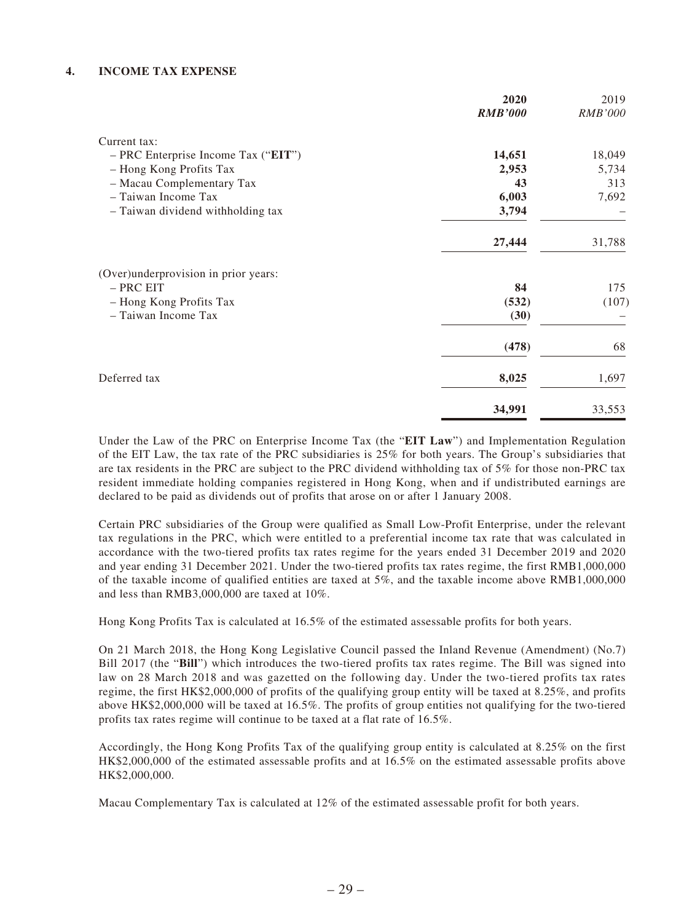## 4. INCOME TAX EXPENSE

| | 2020 | 2019 |
|---|---|---|
| | ***RMB'000*** | *RMB'000* |
| Current tax: | | |
| – PRC Enterprise Income Tax ("**EIT**") | **14,651** | 18,049 |
| – Hong Kong Profits Tax | **2,953** | 5,734 |
| – Macau Complementary Tax | **43** | 313 |
| – Taiwan Income Tax | **6,003** | 7,692 |
| – Taiwan dividend withholding tax | **3,794** | – |
| | **27,444** | 31,788 |
| (Over)underprovision in prior years: | | |
| – PRC EIT | **84** | 175 |
| – Hong Kong Profits Tax | **(532)** | (107) |
| – Taiwan Income Tax | **(30)** | – |
| | **(478)** | 68 |
| Deferred tax | **8,025** | 1,697 |
| | **34,991** | 33,553 |

Under the Law of the PRC on Enterprise Income Tax (the "**EIT Law**") and Implementation Regulation of the EIT Law, the tax rate of the PRC subsidiaries is 25% for both years. The Group's subsidiaries that are tax residents in the PRC are subject to the PRC dividend withholding tax of 5% for those non-PRC tax resident immediate holding companies registered in Hong Kong, when and if undistributed earnings are declared to be paid as dividends out of profits that arose on or after 1 January 2008.

Certain PRC subsidiaries of the Group were qualified as Small Low-Profit Enterprise, under the relevant tax regulations in the PRC, which were entitled to a preferential income tax rate that was calculated in accordance with the two-tiered profits tax rates regime for the years ended 31 December 2019 and 2020 and year ending 31 December 2021. Under the two-tiered profits tax rates regime, the first RMB1,000,000 of the taxable income of qualified entities are taxed at 5%, and the taxable income above RMB1,000,000 and less than RMB3,000,000 are taxed at 10%.

Hong Kong Profits Tax is calculated at 16.5% of the estimated assessable profits for both years.

On 21 March 2018, the Hong Kong Legislative Council passed the Inland Revenue (Amendment) (No.7) Bill 2017 (the "**Bill**") which introduces the two-tiered profits tax rates regime. The Bill was signed into law on 28 March 2018 and was gazetted on the following day. Under the two-tiered profits tax rates regime, the first HK$2,000,000 of profits of the qualifying group entity will be taxed at 8.25%, and profits above HK$2,000,000 will be taxed at 16.5%. The profits of group entities not qualifying for the two-tiered profits tax rates regime will continue to be taxed at a flat rate of 16.5%.

Accordingly, the Hong Kong Profits Tax of the qualifying group entity is calculated at 8.25% on the first HK$2,000,000 of the estimated assessable profits and at 16.5% on the estimated assessable profits above HK$2,000,000.

Macau Complementary Tax is calculated at 12% of the estimated assessable profit for both years.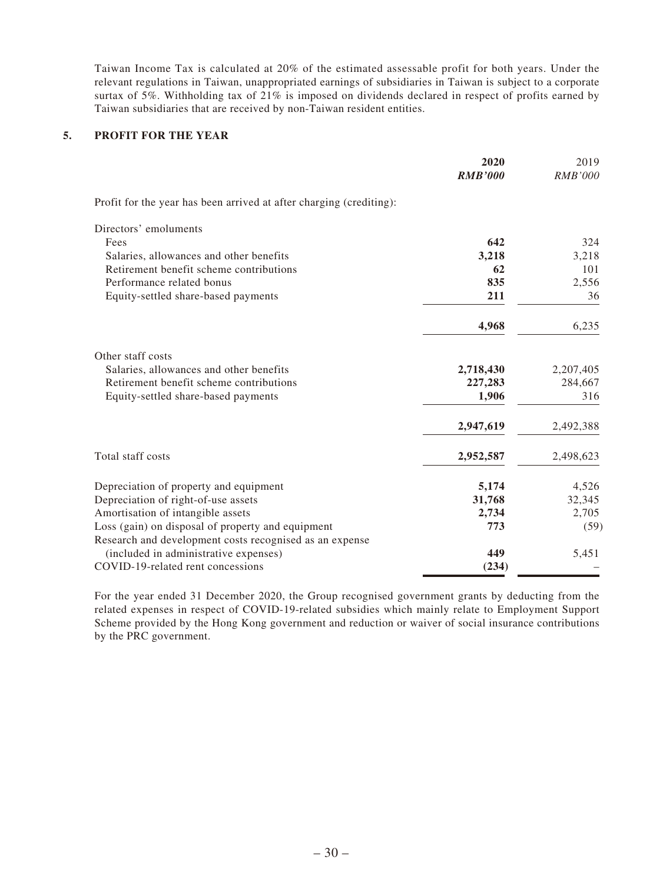Taiwan Income Tax is calculated at 20% of the estimated assessable profit for both years. Under the relevant regulations in Taiwan, unappropriated earnings of subsidiaries in Taiwan is subject to a corporate surtax of 5%. Withholding tax of 21% is imposed on dividends declared in respect of profits earned by Taiwan subsidiaries that are received by non-Taiwan resident entities.

## 5. PROFIT FOR THE YEAR

| | **2020** | 2019 |
|---|---|---|
| | ***RMB'000*** | *RMB'000* |
| Profit for the year has been arrived at after charging (crediting): | | |
| Directors' emoluments | | |
| Fees | **642** | 324 |
| Salaries, allowances and other benefits | **3,218** | 3,218 |
| Retirement benefit scheme contributions | **62** | 101 |
| Performance related bonus | **835** | 2,556 |
| Equity-settled share-based payments | **211** | 36 |
| | **4,968** | 6,235 |
| Other staff costs | | |
| Salaries, allowances and other benefits | **2,718,430** | 2,207,405 |
| Retirement benefit scheme contributions | **227,283** | 284,667 |
| Equity-settled share-based payments | **1,906** | 316 |
| | **2,947,619** | 2,492,388 |
| Total staff costs | **2,952,587** | 2,498,623 |
| Depreciation of property and equipment | **5,174** | 4,526 |
| Depreciation of right-of-use assets | **31,768** | 32,345 |
| Amortisation of intangible assets | **2,734** | 2,705 |
| Loss (gain) on disposal of property and equipment | **773** | (59) |
| Research and development costs recognised as an expense (included in administrative expenses) | **449** | 5,451 |
| COVID-19-related rent concessions | **(234)** | – |

For the year ended 31 December 2020, the Group recognised government grants by deducting from the related expenses in respect of COVID-19-related subsidies which mainly relate to Employment Support Scheme provided by the Hong Kong government and reduction or waiver of social insurance contributions by the PRC government.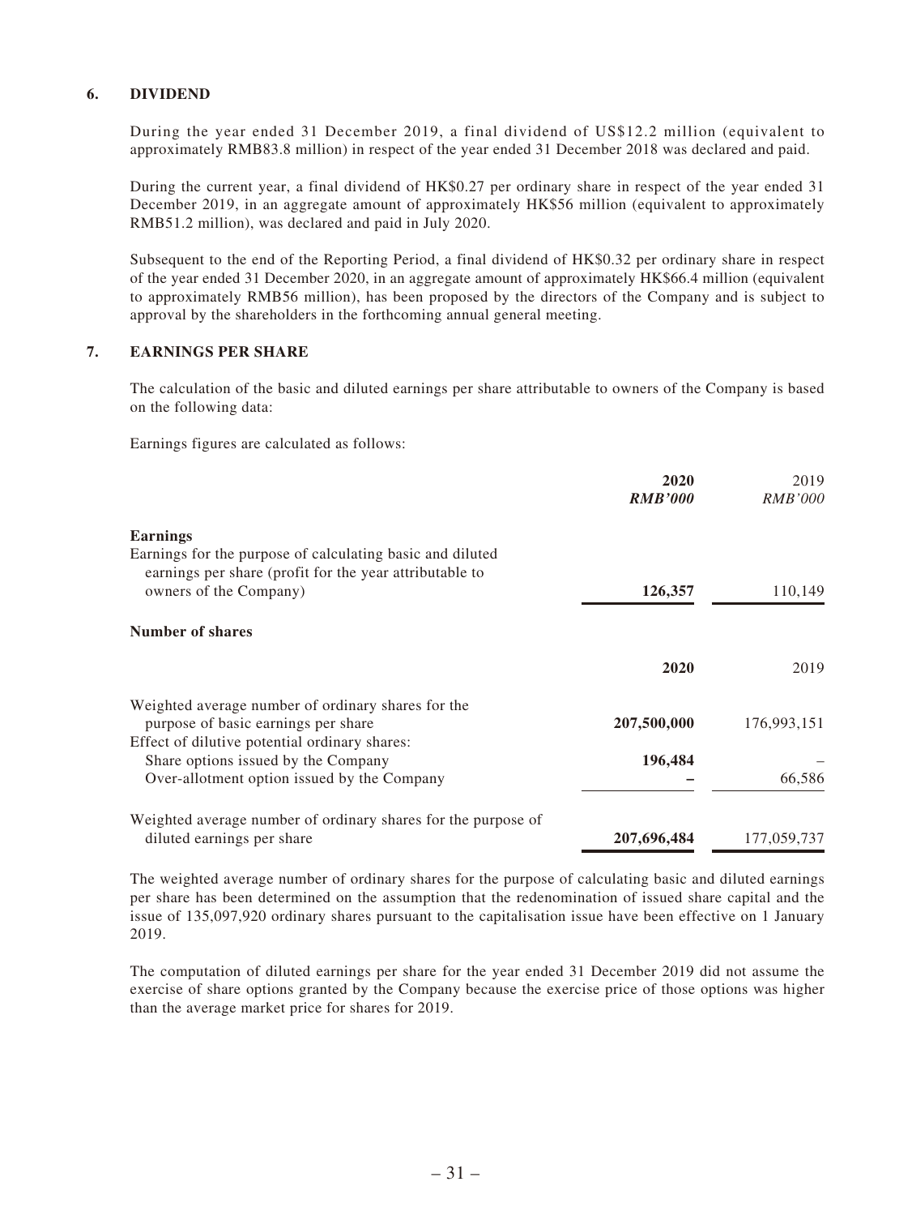## 6. DIVIDEND

During the year ended 31 December 2019, a final dividend of US$12.2 million (equivalent to approximately RMB83.8 million) in respect of the year ended 31 December 2018 was declared and paid.

During the current year, a final dividend of HK$0.27 per ordinary share in respect of the year ended 31 December 2019, in an aggregate amount of approximately HK$56 million (equivalent to approximately RMB51.2 million), was declared and paid in July 2020.

Subsequent to the end of the Reporting Period, a final dividend of HK$0.32 per ordinary share in respect of the year ended 31 December 2020, in an aggregate amount of approximately HK$66.4 million (equivalent to approximately RMB56 million), has been proposed by the directors of the Company and is subject to approval by the shareholders in the forthcoming annual general meeting.

## 7. EARNINGS PER SHARE

The calculation of the basic and diluted earnings per share attributable to owners of the Company is based on the following data:

Earnings figures are calculated as follows:

| | **2020** | 2019 |
|---|---|---|
| | ***RMB'000*** | *RMB'000* |
| **Earnings** | | |
| Earnings for the purpose of calculating basic and diluted earnings per share (profit for the year attributable to owners of the Company) | **126,357** | 110,149 |

**Number of shares**

| | **2020** | 2019 |
|---|---|---|
| Weighted average number of ordinary shares for the purpose of basic earnings per share | **207,500,000** | 176,993,151 |
| Effect of dilutive potential ordinary shares: | | |
| Share options issued by the Company | **196,484** | – |
| Over-allotment option issued by the Company | **–** | 66,586 |
| Weighted average number of ordinary shares for the purpose of diluted earnings per share | **207,696,484** | 177,059,737 |

The weighted average number of ordinary shares for the purpose of calculating basic and diluted earnings per share has been determined on the assumption that the redenomination of issued share capital and the issue of 135,097,920 ordinary shares pursuant to the capitalisation issue have been effective on 1 January 2019.

The computation of diluted earnings per share for the year ended 31 December 2019 did not assume the exercise of share options granted by the Company because the exercise price of those options was higher than the average market price for shares for 2019.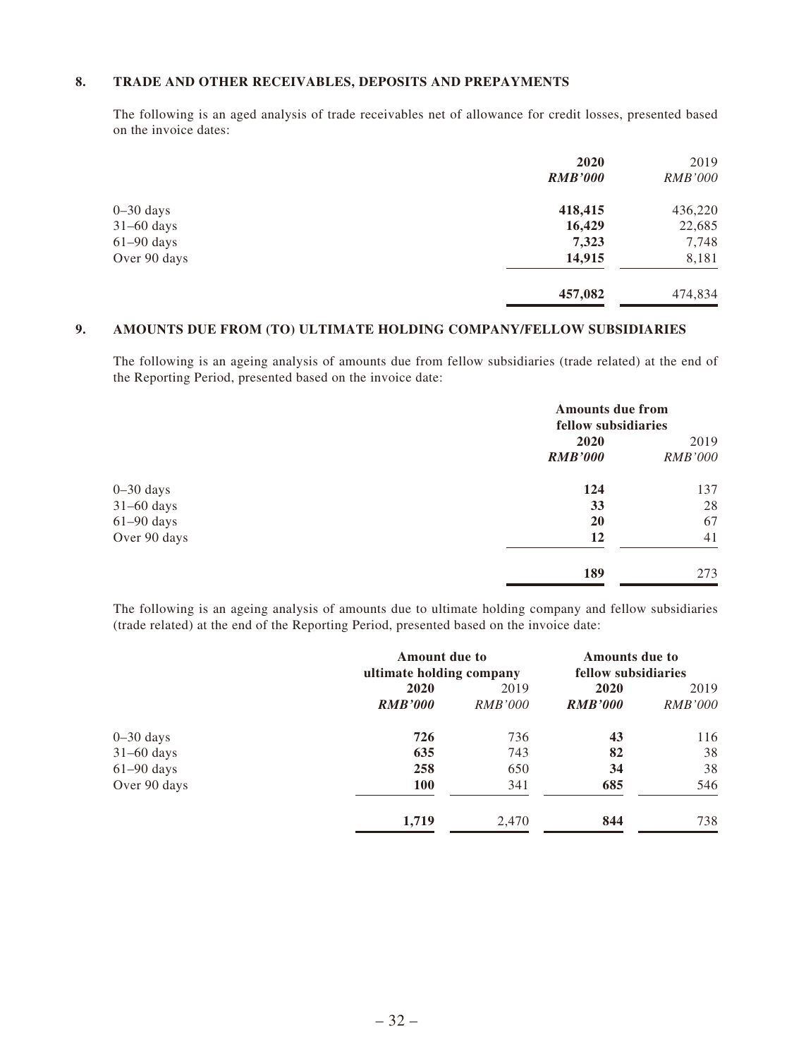## 8. TRADE AND OTHER RECEIVABLES, DEPOSITS AND PREPAYMENTS

The following is an aged analysis of trade receivables net of allowance for credit losses, presented based on the invoice dates:

| | **2020** | 2019 |
|---|---|---|
| | ***RMB'000*** | *RMB'000* |
| 0–30 days | **418,415** | 436,220 |
| 31–60 days | **16,429** | 22,685 |
| 61–90 days | **7,323** | 7,748 |
| Over 90 days | **14,915** | 8,181 |
| | **457,082** | 474,834 |

## 9. AMOUNTS DUE FROM (TO) ULTIMATE HOLDING COMPANY/FELLOW SUBSIDIARIES

The following is an ageing analysis of amounts due from fellow subsidiaries (trade related) at the end of the Reporting Period, presented based on the invoice date:

| | **Amounts due from fellow subsidiaries** | |
|---|---|---|
| | **2020** | 2019 |
| | ***RMB'000*** | *RMB'000* |
| 0–30 days | **124** | 137 |
| 31–60 days | **33** | 28 |
| 61–90 days | **20** | 67 |
| Over 90 days | **12** | 41 |
| | **189** | 273 |

The following is an ageing analysis of amounts due to ultimate holding company and fellow subsidiaries (trade related) at the end of the Reporting Period, presented based on the invoice date:

| | **Amount due to ultimate holding company** | | **Amounts due to fellow subsidiaries** | |
|---|---|---|---|---|
| | **2020** | 2019 | **2020** | 2019 |
| | ***RMB'000*** | *RMB'000* | ***RMB'000*** | *RMB'000* |
| 0–30 days | **726** | 736 | **43** | 116 |
| 31–60 days | **635** | 743 | **82** | 38 |
| 61–90 days | **258** | 650 | **34** | 38 |
| Over 90 days | **100** | 341 | **685** | 546 |
| | **1,719** | 2,470 | **844** | 738 |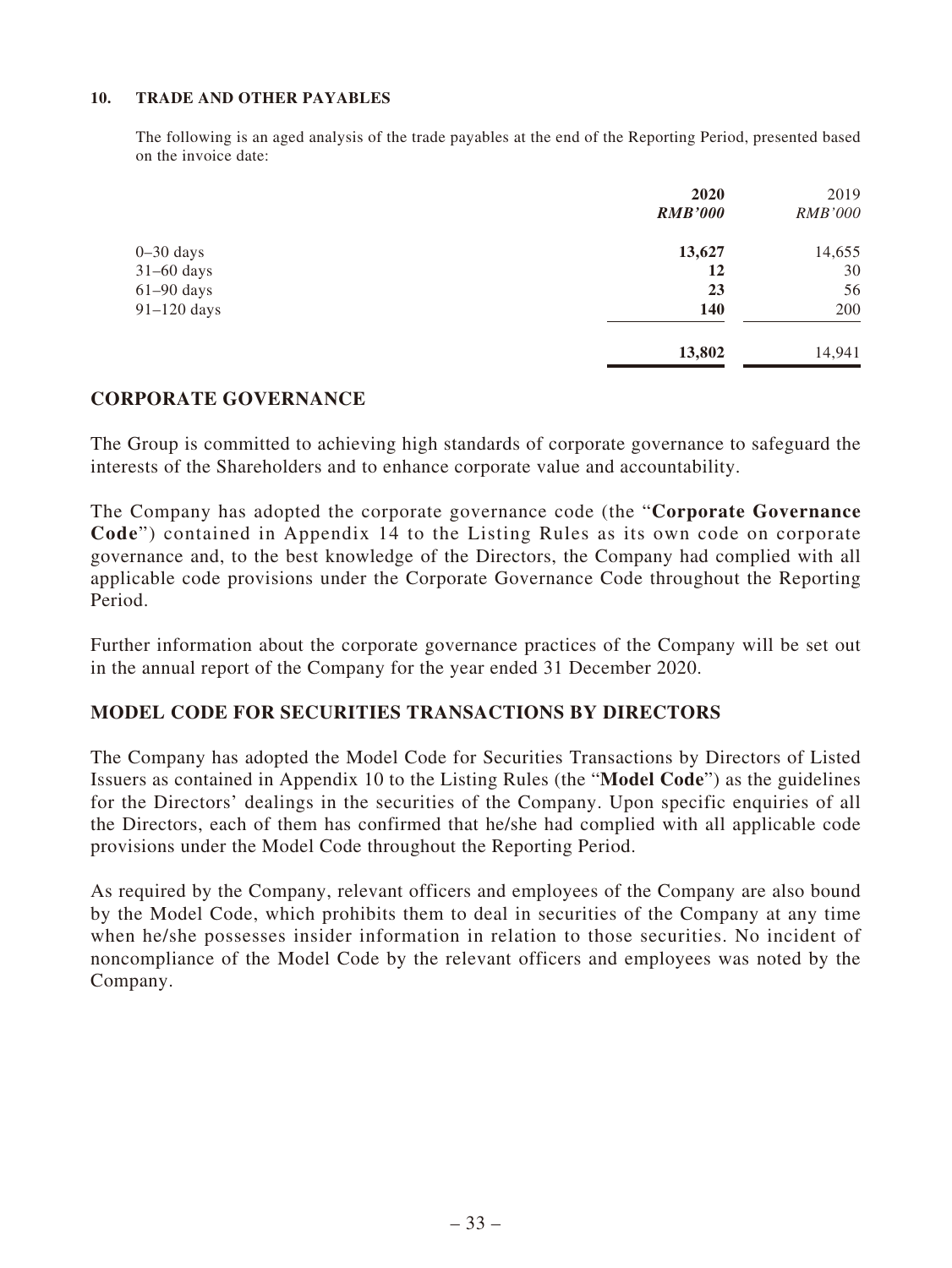### 10. TRADE AND OTHER PAYABLES

The following is an aged analysis of the trade payables at the end of the Reporting Period, presented based on the invoice date:

| | 2020 | 2019 |
|---|---|---|
| | *RMB'000* | *RMB'000* |
| 0–30 days | **13,627** | 14,655 |
| 31–60 days | **12** | 30 |
| 61–90 days | **23** | 56 |
| 91–120 days | **140** | 200 |
| | **13,802** | 14,941 |

## CORPORATE GOVERNANCE

The Group is committed to achieving high standards of corporate governance to safeguard the interests of the Shareholders and to enhance corporate value and accountability.

The Company has adopted the corporate governance code (the "**Corporate Governance Code**") contained in Appendix 14 to the Listing Rules as its own code on corporate governance and, to the best knowledge of the Directors, the Company had complied with all applicable code provisions under the Corporate Governance Code throughout the Reporting Period.

Further information about the corporate governance practices of the Company will be set out in the annual report of the Company for the year ended 31 December 2020.

## MODEL CODE FOR SECURITIES TRANSACTIONS BY DIRECTORS

The Company has adopted the Model Code for Securities Transactions by Directors of Listed Issuers as contained in Appendix 10 to the Listing Rules (the "**Model Code**") as the guidelines for the Directors' dealings in the securities of the Company. Upon specific enquiries of all the Directors, each of them has confirmed that he/she had complied with all applicable code provisions under the Model Code throughout the Reporting Period.

As required by the Company, relevant officers and employees of the Company are also bound by the Model Code, which prohibits them to deal in securities of the Company at any time when he/she possesses insider information in relation to those securities. No incident of noncompliance of the Model Code by the relevant officers and employees was noted by the Company.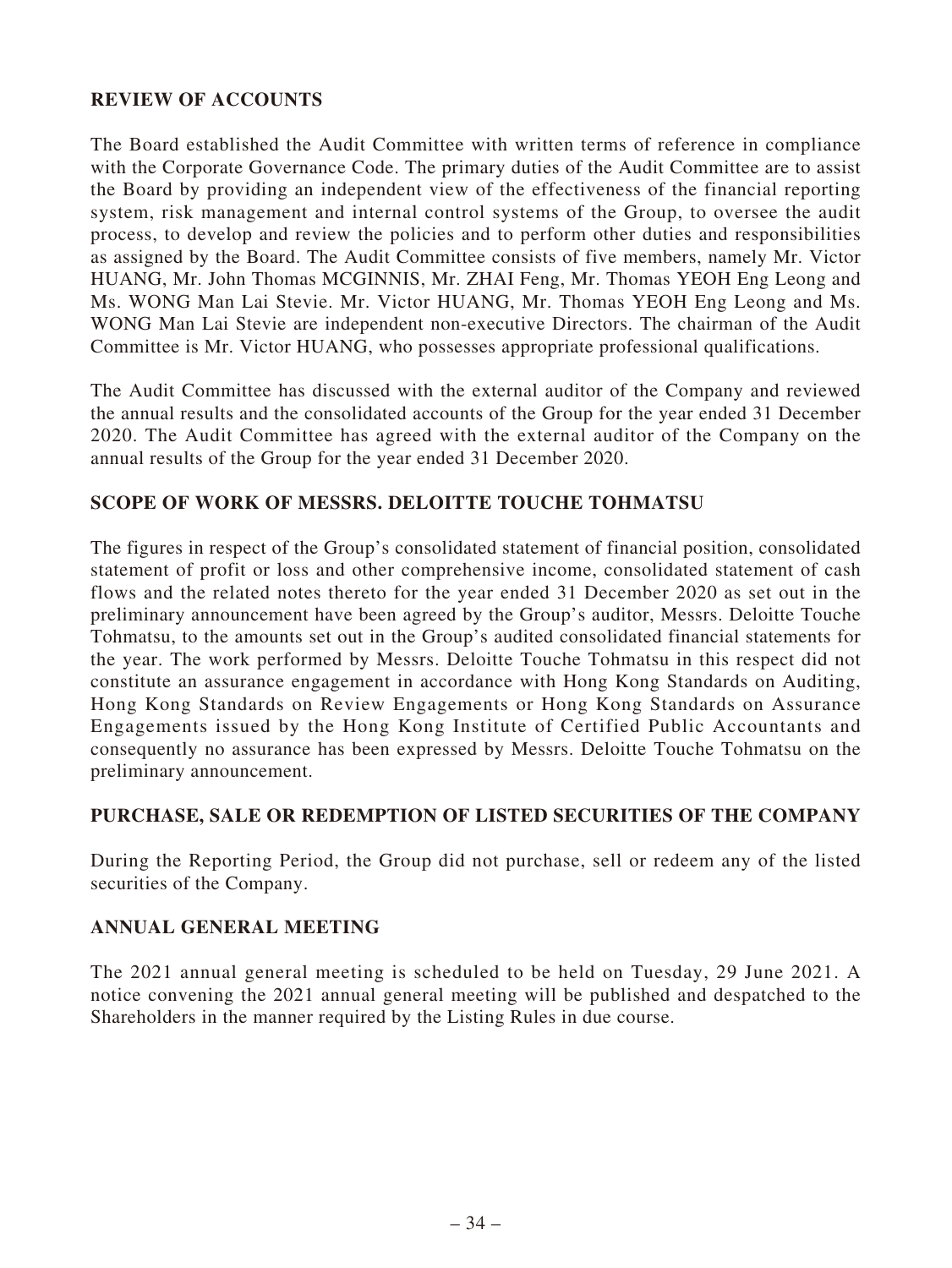## REVIEW OF ACCOUNTS

The Board established the Audit Committee with written terms of reference in compliance with the Corporate Governance Code. The primary duties of the Audit Committee are to assist the Board by providing an independent view of the effectiveness of the financial reporting system, risk management and internal control systems of the Group, to oversee the audit process, to develop and review the policies and to perform other duties and responsibilities as assigned by the Board. The Audit Committee consists of five members, namely Mr. Victor HUANG, Mr. John Thomas MCGINNIS, Mr. ZHAI Feng, Mr. Thomas YEOH Eng Leong and Ms. WONG Man Lai Stevie. Mr. Victor HUANG, Mr. Thomas YEOH Eng Leong and Ms. WONG Man Lai Stevie are independent non-executive Directors. The chairman of the Audit Committee is Mr. Victor HUANG, who possesses appropriate professional qualifications.

The Audit Committee has discussed with the external auditor of the Company and reviewed the annual results and the consolidated accounts of the Group for the year ended 31 December 2020. The Audit Committee has agreed with the external auditor of the Company on the annual results of the Group for the year ended 31 December 2020.

## SCOPE OF WORK OF MESSRS. DELOITTE TOUCHE TOHMATSU

The figures in respect of the Group's consolidated statement of financial position, consolidated statement of profit or loss and other comprehensive income, consolidated statement of cash flows and the related notes thereto for the year ended 31 December 2020 as set out in the preliminary announcement have been agreed by the Group's auditor, Messrs. Deloitte Touche Tohmatsu, to the amounts set out in the Group's audited consolidated financial statements for the year. The work performed by Messrs. Deloitte Touche Tohmatsu in this respect did not constitute an assurance engagement in accordance with Hong Kong Standards on Auditing, Hong Kong Standards on Review Engagements or Hong Kong Standards on Assurance Engagements issued by the Hong Kong Institute of Certified Public Accountants and consequently no assurance has been expressed by Messrs. Deloitte Touche Tohmatsu on the preliminary announcement.

## PURCHASE, SALE OR REDEMPTION OF LISTED SECURITIES OF THE COMPANY

During the Reporting Period, the Group did not purchase, sell or redeem any of the listed securities of the Company.

## ANNUAL GENERAL MEETING

The 2021 annual general meeting is scheduled to be held on Tuesday, 29 June 2021. A notice convening the 2021 annual general meeting will be published and despatched to the Shareholders in the manner required by the Listing Rules in due course.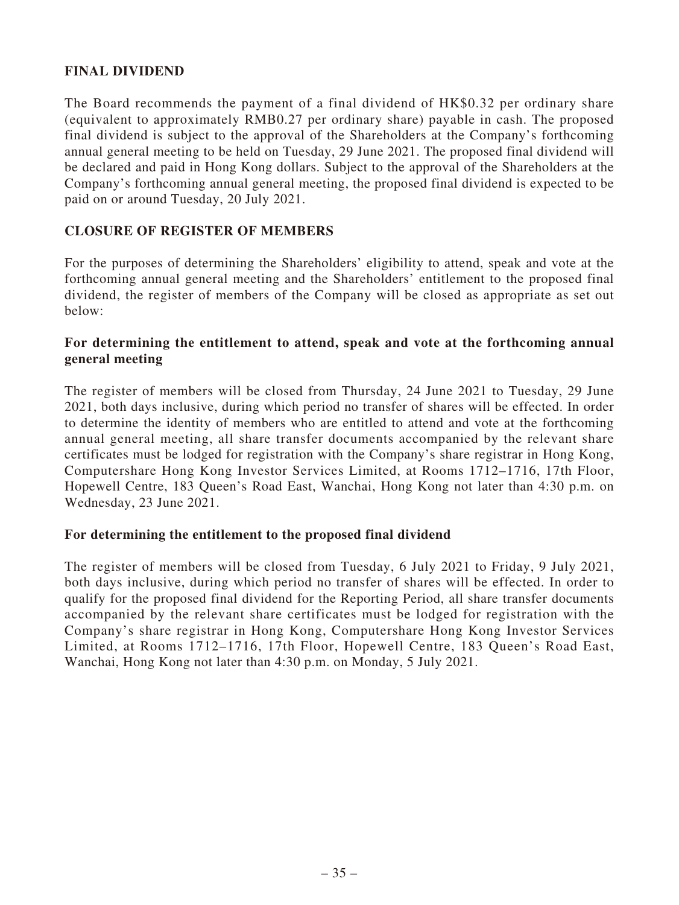## FINAL DIVIDEND

The Board recommends the payment of a final dividend of HK$0.32 per ordinary share (equivalent to approximately RMB0.27 per ordinary share) payable in cash. The proposed final dividend is subject to the approval of the Shareholders at the Company's forthcoming annual general meeting to be held on Tuesday, 29 June 2021. The proposed final dividend will be declared and paid in Hong Kong dollars. Subject to the approval of the Shareholders at the Company's forthcoming annual general meeting, the proposed final dividend is expected to be paid on or around Tuesday, 20 July 2021.

## CLOSURE OF REGISTER OF MEMBERS

For the purposes of determining the Shareholders' eligibility to attend, speak and vote at the forthcoming annual general meeting and the Shareholders' entitlement to the proposed final dividend, the register of members of the Company will be closed as appropriate as set out below:

### For determining the entitlement to attend, speak and vote at the forthcoming annual general meeting

The register of members will be closed from Thursday, 24 June 2021 to Tuesday, 29 June 2021, both days inclusive, during which period no transfer of shares will be effected. In order to determine the identity of members who are entitled to attend and vote at the forthcoming annual general meeting, all share transfer documents accompanied by the relevant share certificates must be lodged for registration with the Company's share registrar in Hong Kong, Computershare Hong Kong Investor Services Limited, at Rooms 1712–1716, 17th Floor, Hopewell Centre, 183 Queen's Road East, Wanchai, Hong Kong not later than 4:30 p.m. on Wednesday, 23 June 2021.

### For determining the entitlement to the proposed final dividend

The register of members will be closed from Tuesday, 6 July 2021 to Friday, 9 July 2021, both days inclusive, during which period no transfer of shares will be effected. In order to qualify for the proposed final dividend for the Reporting Period, all share transfer documents accompanied by the relevant share certificates must be lodged for registration with the Company's share registrar in Hong Kong, Computershare Hong Kong Investor Services Limited, at Rooms 1712–1716, 17th Floor, Hopewell Centre, 183 Queen's Road East, Wanchai, Hong Kong not later than 4:30 p.m. on Monday, 5 July 2021.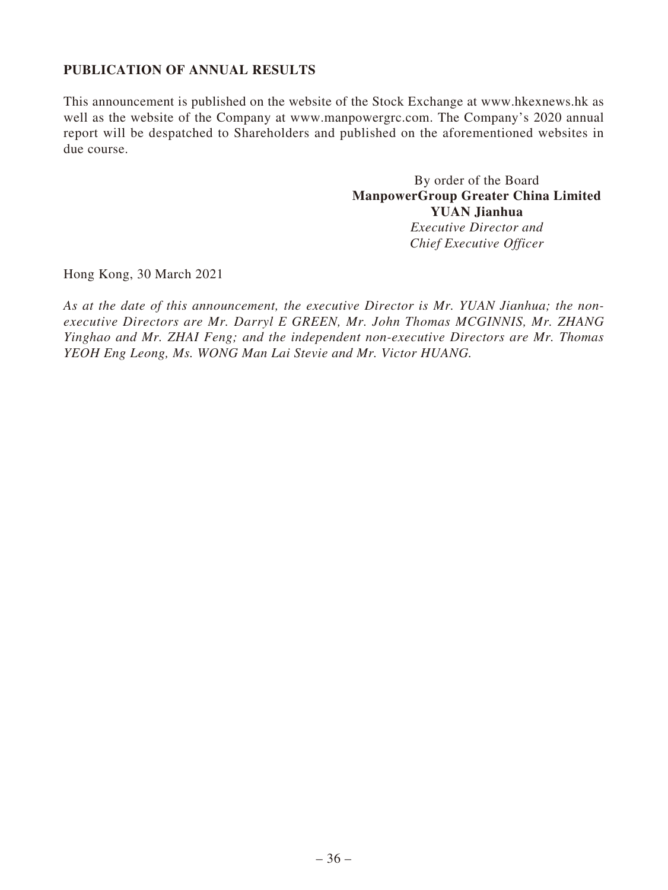**PUBLICATION OF ANNUAL RESULTS**

This announcement is published on the website of the Stock Exchange at www.hkexnews.hk as well as the website of the Company at www.manpowergrc.com. The Company's 2020 annual report will be despatched to Shareholders and published on the aforementioned websites in due course.

By order of the Board
**ManpowerGroup Greater China Limited**
**YUAN Jianhua**
*Executive Director and*
*Chief Executive Officer*

Hong Kong, 30 March 2021

*As at the date of this announcement, the executive Director is Mr. YUAN Jianhua; the non-executive Directors are Mr. Darryl E GREEN, Mr. John Thomas MCGINNIS, Mr. ZHANG Yinghao and Mr. ZHAI Feng; and the independent non-executive Directors are Mr. Thomas YEOH Eng Leong, Ms. WONG Man Lai Stevie and Mr. Victor HUANG.*